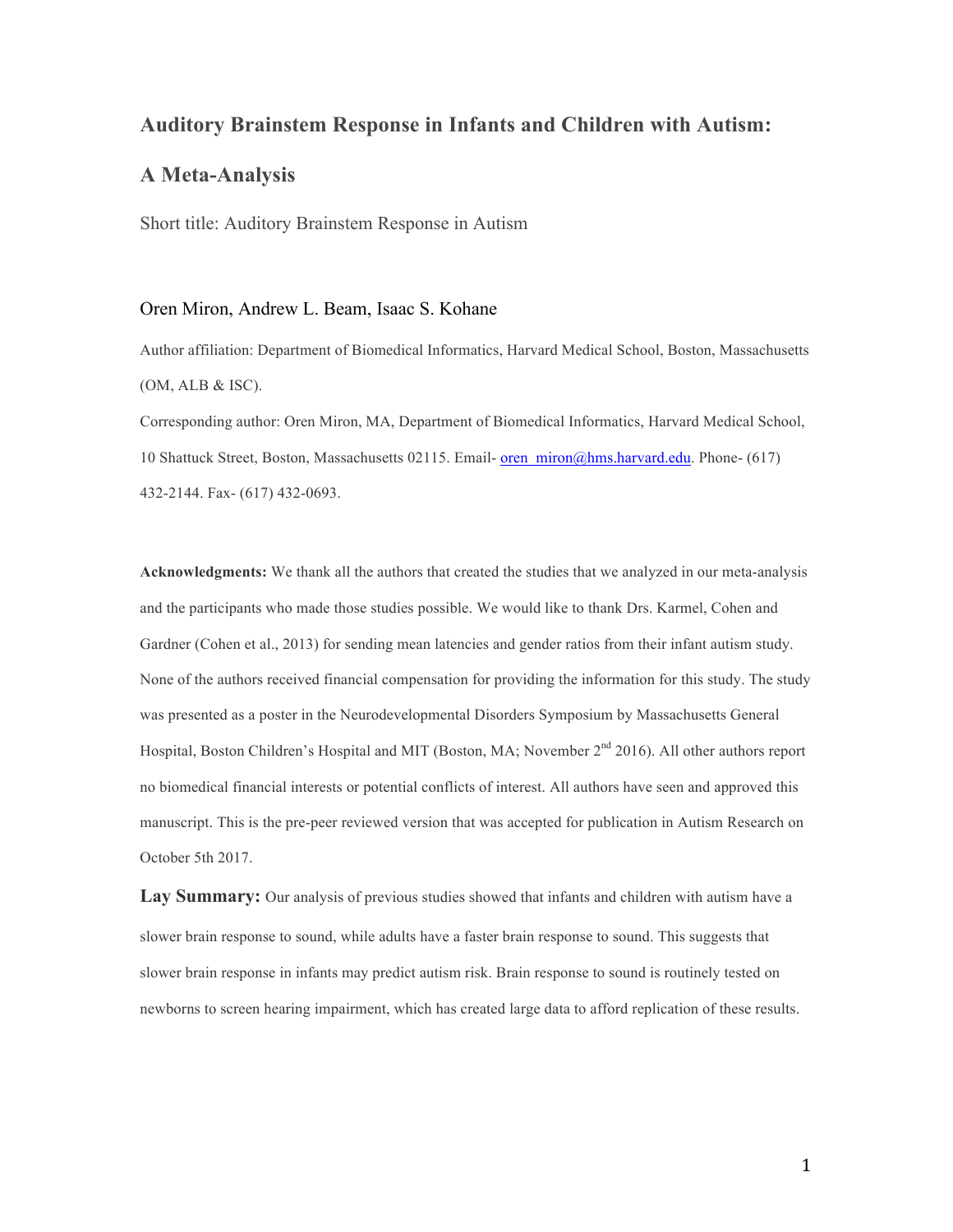# Auditory Brainstem Response in Infants and Children with Autism: A Meta-Analysis

Short title: Auditory Brainstem Response in Autism

Oren Miron, Andrew L. Beam, Isaac S. Kohane

Author affiliation: Department of Biomedical Informatics, Harvard Medical School, Boston, Massachusetts (OM, ALB & ISC).

Corresponding author: Oren Miron, MA, Department of Biomedical Informatics, Harvard Medical School, 10 Shattuck Street, Boston, Massachusetts 02115. Email- oren_miron@hms.harvard.edu. Phone- (617) 432-2144. Fax- (617) 432-0693.

**Acknowledgments:** We thank all the authors that created the studies that we analyzed in our meta-analysis and the participants who made those studies possible. We would like to thank Drs. Karmel, Cohen and Gardner (Cohen et al., 2013) for sending mean latencies and gender ratios from their infant autism study. None of the authors received financial compensation for providing the information for this study. The study was presented as a poster in the Neurodevelopmental Disorders Symposium by Massachusetts General Hospital, Boston Children's Hospital and MIT (Boston, MA; November 2nd 2016). All other authors report no biomedical financial interests or potential conflicts of interest. All authors have seen and approved this manuscript. This is the pre-peer reviewed version that was accepted for publication in Autism Research on October 5th 2017.

**Lay Summary:** Our analysis of previous studies showed that infants and children with autism have a slower brain response to sound, while adults have a faster brain response to sound. This suggests that slower brain response in infants may predict autism risk. Brain response to sound is routinely tested on newborns to screen hearing impairment, which has created large data to afford replication of these results.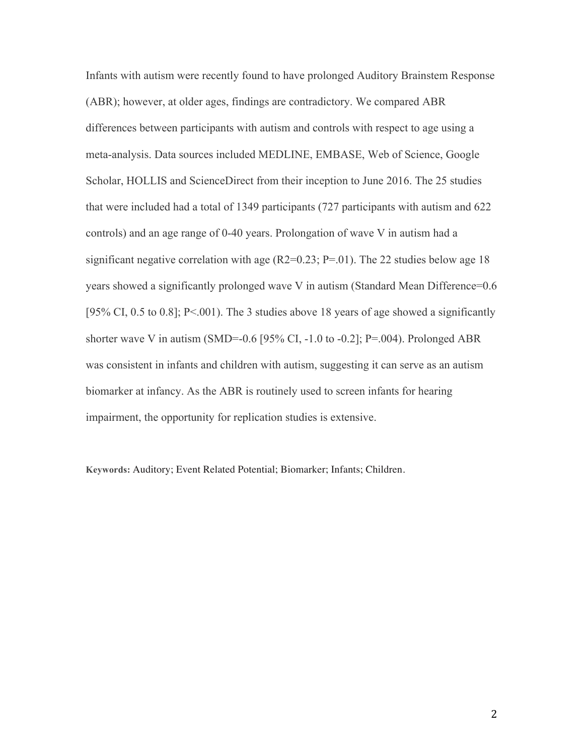Infants with autism were recently found to have prolonged Auditory Brainstem Response (ABR); however, at older ages, findings are contradictory. We compared ABR differences between participants with autism and controls with respect to age using a meta-analysis. Data sources included MEDLINE, EMBASE, Web of Science, Google Scholar, HOLLIS and ScienceDirect from their inception to June 2016. The 25 studies that were included had a total of 1349 participants (727 participants with autism and 622 controls) and an age range of 0-40 years. Prolongation of wave V in autism had a significant negative correlation with age ($R^2=0.23$; $P=.01$). The 22 studies below age 18 years showed a significantly prolonged wave V in autism (Standard Mean Difference=0.6 [95% CI, 0.5 to 0.8]; $P<.001$). The 3 studies above 18 years of age showed a significantly shorter wave V in autism (SMD=-0.6 [95% CI, -1.0 to -0.2]; $P=.004$). Prolonged ABR was consistent in infants and children with autism, suggesting it can serve as an autism biomarker at infancy. As the ABR is routinely used to screen infants for hearing impairment, the opportunity for replication studies is extensive.

**Keywords:** Auditory; Event Related Potential; Biomarker; Infants; Children.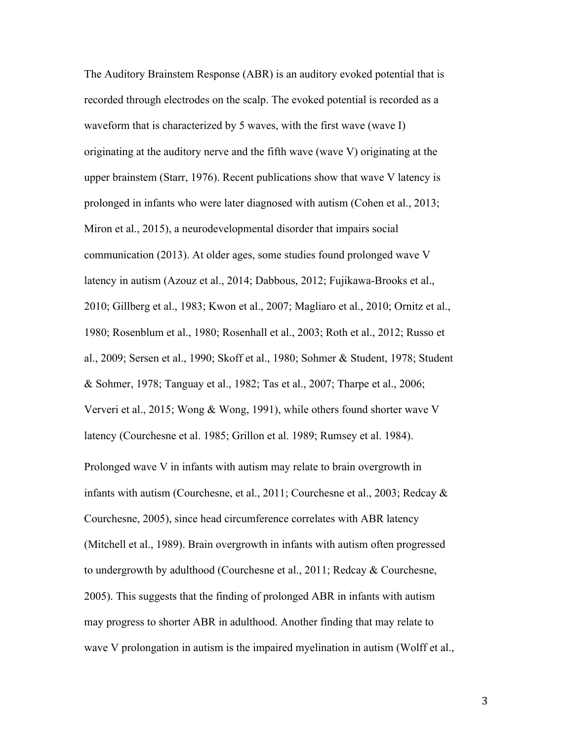The Auditory Brainstem Response (ABR) is an auditory evoked potential that is recorded through electrodes on the scalp. The evoked potential is recorded as a waveform that is characterized by 5 waves, with the first wave (wave I) originating at the auditory nerve and the fifth wave (wave V) originating at the upper brainstem (Starr, 1976). Recent publications show that wave V latency is prolonged in infants who were later diagnosed with autism (Cohen et al., 2013; Miron et al., 2015), a neurodevelopmental disorder that impairs social communication (2013). At older ages, some studies found prolonged wave V latency in autism (Azouz et al., 2014; Dabbous, 2012; Fujikawa-Brooks et al., 2010; Gillberg et al., 1983; Kwon et al., 2007; Magliaro et al., 2010; Ornitz et al., 1980; Rosenblum et al., 1980; Rosenhall et al., 2003; Roth et al., 2012; Russo et al., 2009; Sersen et al., 1990; Skoff et al., 1980; Sohmer & Student, 1978; Student & Sohmer, 1978; Tanguay et al., 1982; Tas et al., 2007; Tharpe et al., 2006; Ververi et al., 2015; Wong & Wong, 1991), while others found shorter wave V latency (Courchesne et al. 1985; Grillon et al. 1989; Rumsey et al. 1984).

Prolonged wave V in infants with autism may relate to brain overgrowth in infants with autism (Courchesne, et al., 2011; Courchesne et al., 2003; Redcay & Courchesne, 2005), since head circumference correlates with ABR latency (Mitchell et al., 1989). Brain overgrowth in infants with autism often progressed to undergrowth by adulthood (Courchesne et al., 2011; Redcay & Courchesne, 2005). This suggests that the finding of prolonged ABR in infants with autism may progress to shorter ABR in adulthood. Another finding that may relate to wave V prolongation in autism is the impaired myelination in autism (Wolff et al.,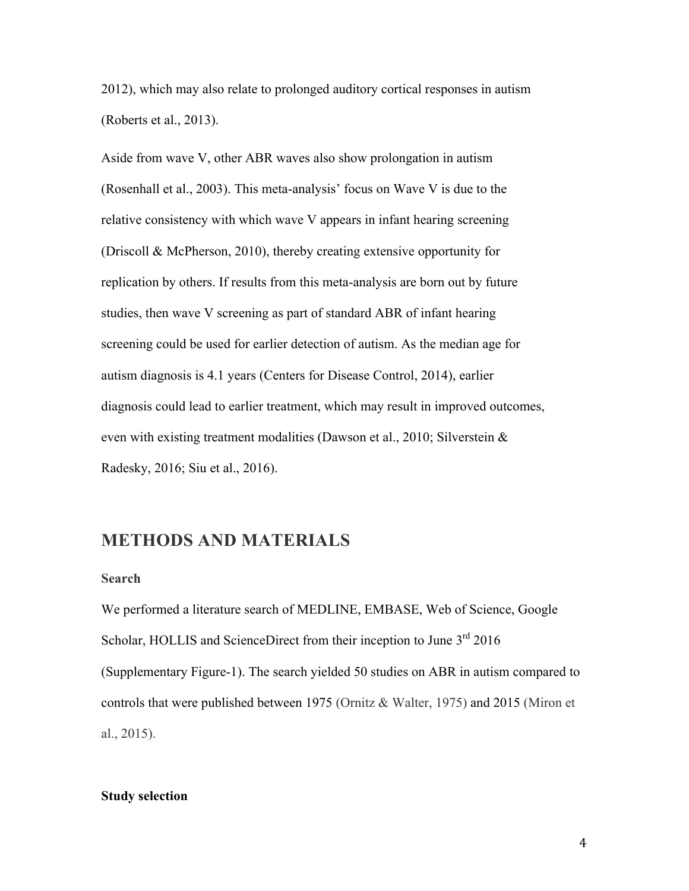2012), which may also relate to prolonged auditory cortical responses in autism (Roberts et al., 2013).

Aside from wave V, other ABR waves also show prolongation in autism (Rosenhall et al., 2003). This meta-analysis' focus on Wave V is due to the relative consistency with which wave V appears in infant hearing screening (Driscoll & McPherson, 2010), thereby creating extensive opportunity for replication by others. If results from this meta-analysis are born out by future studies, then wave V screening as part of standard ABR of infant hearing screening could be used for earlier detection of autism. As the median age for autism diagnosis is 4.1 years (Centers for Disease Control, 2014), earlier diagnosis could lead to earlier treatment, which may result in improved outcomes, even with existing treatment modalities (Dawson et al., 2010; Silverstein & Radesky, 2016; Siu et al., 2016).

## METHODS AND MATERIALS

### Search

We performed a literature search of MEDLINE, EMBASE, Web of Science, Google Scholar, HOLLIS and ScienceDirect from their inception to June 3rd 2016 (Supplementary Figure-1). The search yielded 50 studies on ABR in autism compared to controls that were published between 1975 (Ornitz & Walter, 1975) and 2015 (Miron et al., 2015).

### Study selection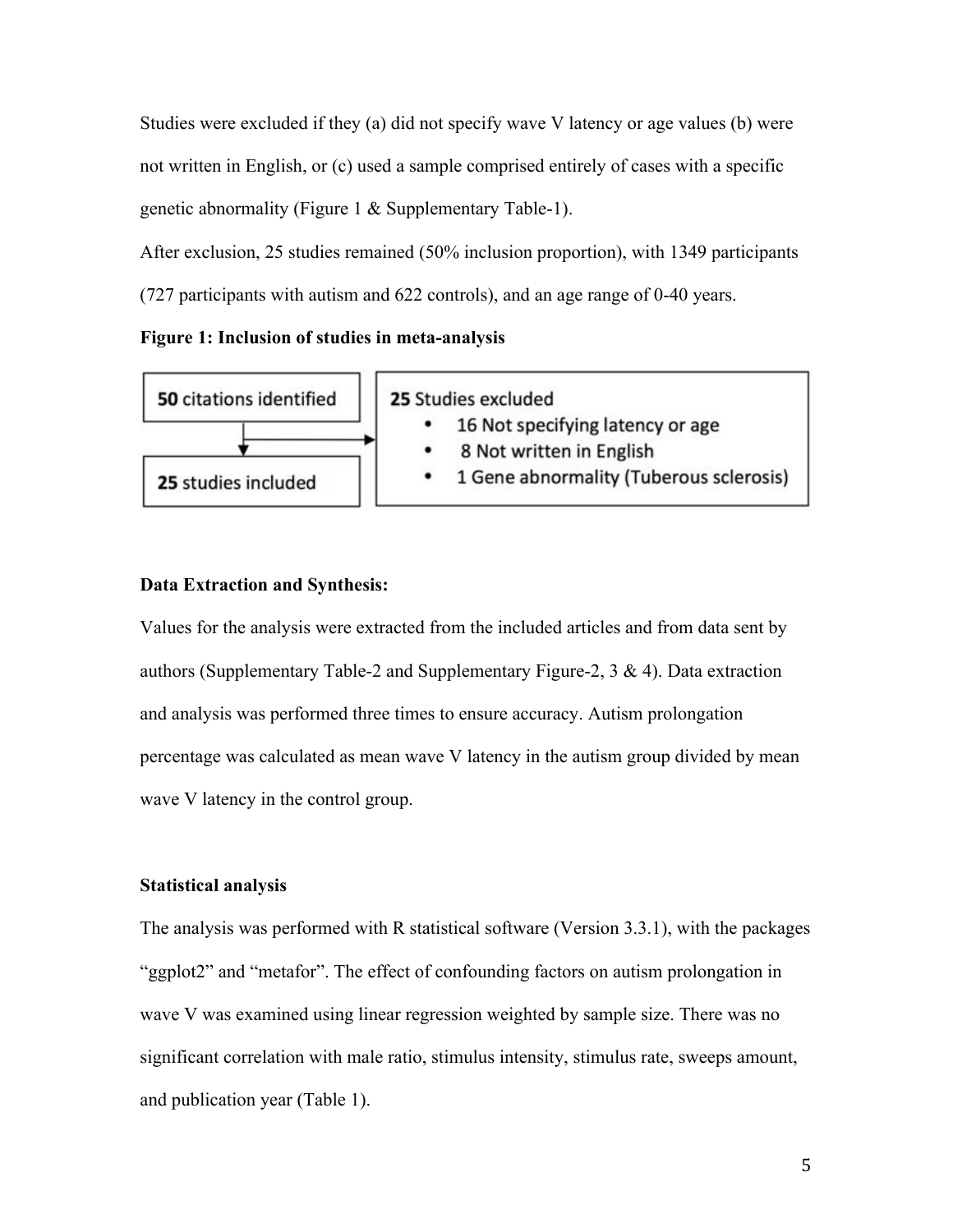Studies were excluded if they (a) did not specify wave V latency or age values (b) were not written in English, or (c) used a sample comprised entirely of cases with a specific genetic abnormality (Figure 1 & Supplementary Table-1).

After exclusion, 25 studies remained (50% inclusion proportion), with 1349 participants (727 participants with autism and 622 controls), and an age range of 0-40 years.

**Figure 1: Inclusion of studies in meta-analysis**

| **50** citations identified | **25** Studies excluded |
|---|---|
| ↓ | • 16 Not specifying latency or age |
| | • 8 Not written in English |
| **25** studies included | • 1 Gene abnormality (Tuberous sclerosis) |

### Data Extraction and Synthesis:

Values for the analysis were extracted from the included articles and from data sent by authors (Supplementary Table-2 and Supplementary Figure-2, 3 & 4). Data extraction and analysis was performed three times to ensure accuracy. Autism prolongation percentage was calculated as mean wave V latency in the autism group divided by mean wave V latency in the control group.

### Statistical analysis

The analysis was performed with R statistical software (Version 3.3.1), with the packages "ggplot2" and "metafor". The effect of confounding factors on autism prolongation in wave V was examined using linear regression weighted by sample size. There was no significant correlation with male ratio, stimulus intensity, stimulus rate, sweeps amount, and publication year (Table 1).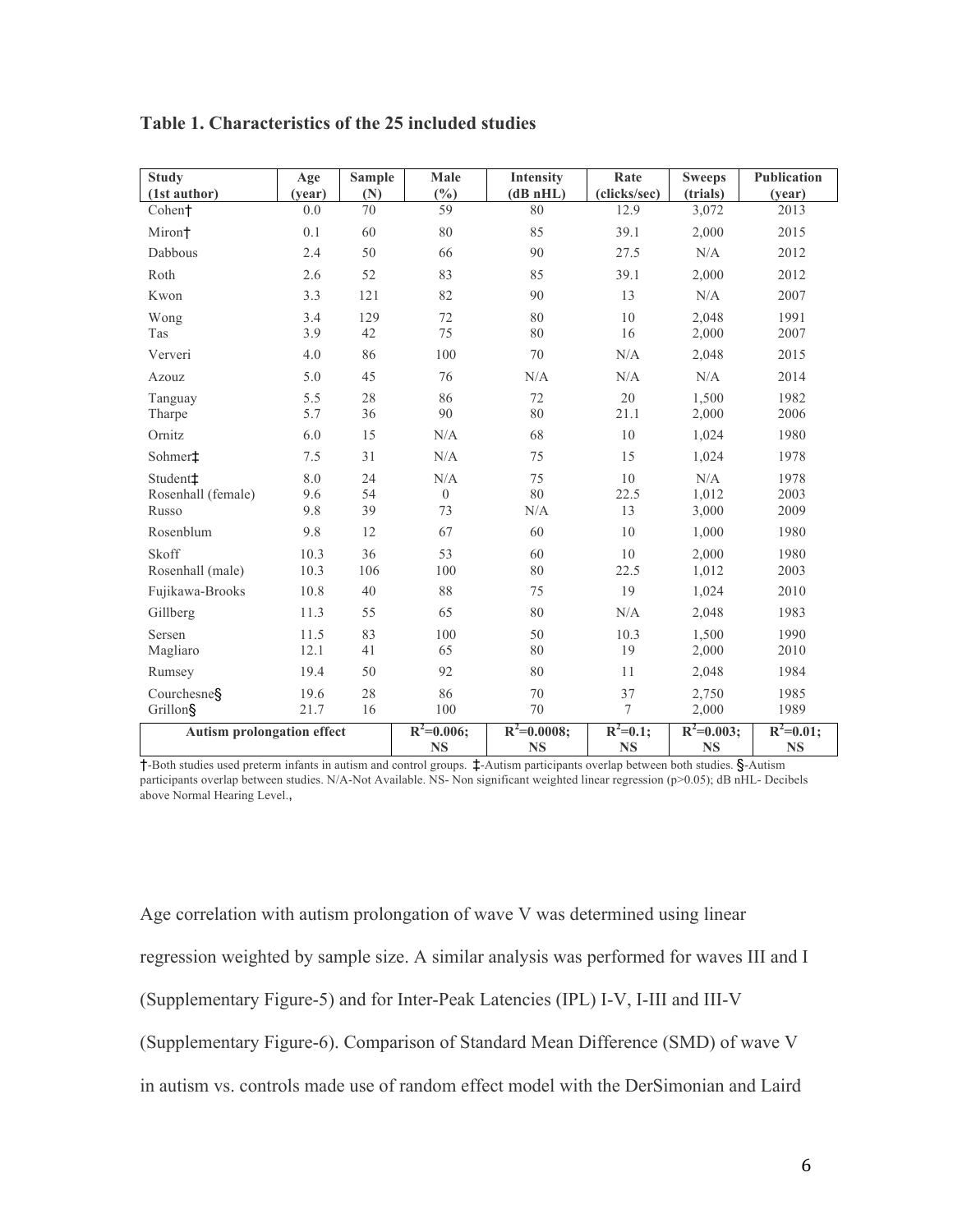**Table 1. Characteristics of the 25 included studies**

| Study (1st author) | Age (year) | Sample (N) | Male (%) | Intensity (dB nHL) | Rate (clicks/sec) | Sweeps (trials) | Publication (year) |
|---|---|---|---|---|---|---|---|
| Cohen† | 0.0 | 70 | 59 | 80 | 12.9 | 3,072 | 2013 |
| Miron† | 0.1 | 60 | 80 | 85 | 39.1 | 2,000 | 2015 |
| Dabbous | 2.4 | 50 | 66 | 90 | 27.5 | N/A | 2012 |
| Roth | 2.6 | 52 | 83 | 85 | 39.1 | 2,000 | 2012 |
| Kwon | 3.3 | 121 | 82 | 90 | 13 | N/A | 2007 |
| Wong | 3.4 | 129 | 72 | 80 | 10 | 2,048 | 1991 |
| Tas | 3.9 | 42 | 75 | 80 | 16 | 2,000 | 2007 |
| Ververi | 4.0 | 86 | 100 | 70 | N/A | 2,048 | 2015 |
| Azouz | 5.0 | 45 | 76 | N/A | N/A | N/A | 2014 |
| Tanguay | 5.5 | 28 | 86 | 72 | 20 | 1,500 | 1982 |
| Tharpe | 5.7 | 36 | 90 | 80 | 21.1 | 2,000 | 2006 |
| Ornitz | 6.0 | 15 | N/A | 68 | 10 | 1,024 | 1980 |
| Sohmer‡ | 7.5 | 31 | N/A | 75 | 15 | 1,024 | 1978 |
| Student‡ | 8.0 | 24 | N/A | 75 | 10 | N/A | 1978 |
| Rosenhall (female) | 9.6 | 54 | 0 | 80 | 22.5 | 1,012 | 2003 |
| Russo | 9.8 | 39 | 73 | N/A | 13 | 3,000 | 2009 |
| Rosenblum | 9.8 | 12 | 67 | 60 | 10 | 1,000 | 1980 |
| Skoff | 10.3 | 36 | 53 | 60 | 10 | 2,000 | 1980 |
| Rosenhall (male) | 10.3 | 106 | 100 | 80 | 22.5 | 1,012 | 2003 |
| Fujikawa-Brooks | 10.8 | 40 | 88 | 75 | 19 | 1,024 | 2010 |
| Gillberg | 11.3 | 55 | 65 | 80 | N/A | 2,048 | 1983 |
| Sersen | 11.5 | 83 | 100 | 50 | 10.3 | 1,500 | 1990 |
| Magliaro | 12.1 | 41 | 65 | 80 | 19 | 2,000 | 2010 |
| Rumsey | 19.4 | 50 | 92 | 80 | 11 | 2,048 | 1984 |
| Courchesne§ | 19.6 | 28 | 86 | 70 | 37 | 2,750 | 1985 |
| Grillon§ | 21.7 | 16 | 100 | 70 | 7 | 2,000 | 1989 |
| **Autism prolongation effect** | | | **$R^2$=0.006; NS** | **$R^2$=0.0008; NS** | **$R^2$=0.1; NS** | **$R^2$=0.003; NS** | **$R^2$=0.01; NS** |

†-Both studies used preterm infants in autism and control groups. ‡-Autism participants overlap between both studies. §-Autism participants overlap between studies. N/A-Not Available. NS- Non significant weighted linear regression (p>0.05); dB nHL- Decibels above Normal Hearing Level.,

Age correlation with autism prolongation of wave V was determined using linear regression weighted by sample size. A similar analysis was performed for waves III and I (Supplementary Figure-5) and for Inter-Peak Latencies (IPL) I-V, I-III and III-V (Supplementary Figure-6). Comparison of Standard Mean Difference (SMD) of wave V in autism vs. controls made use of random effect model with the DerSimonian and Laird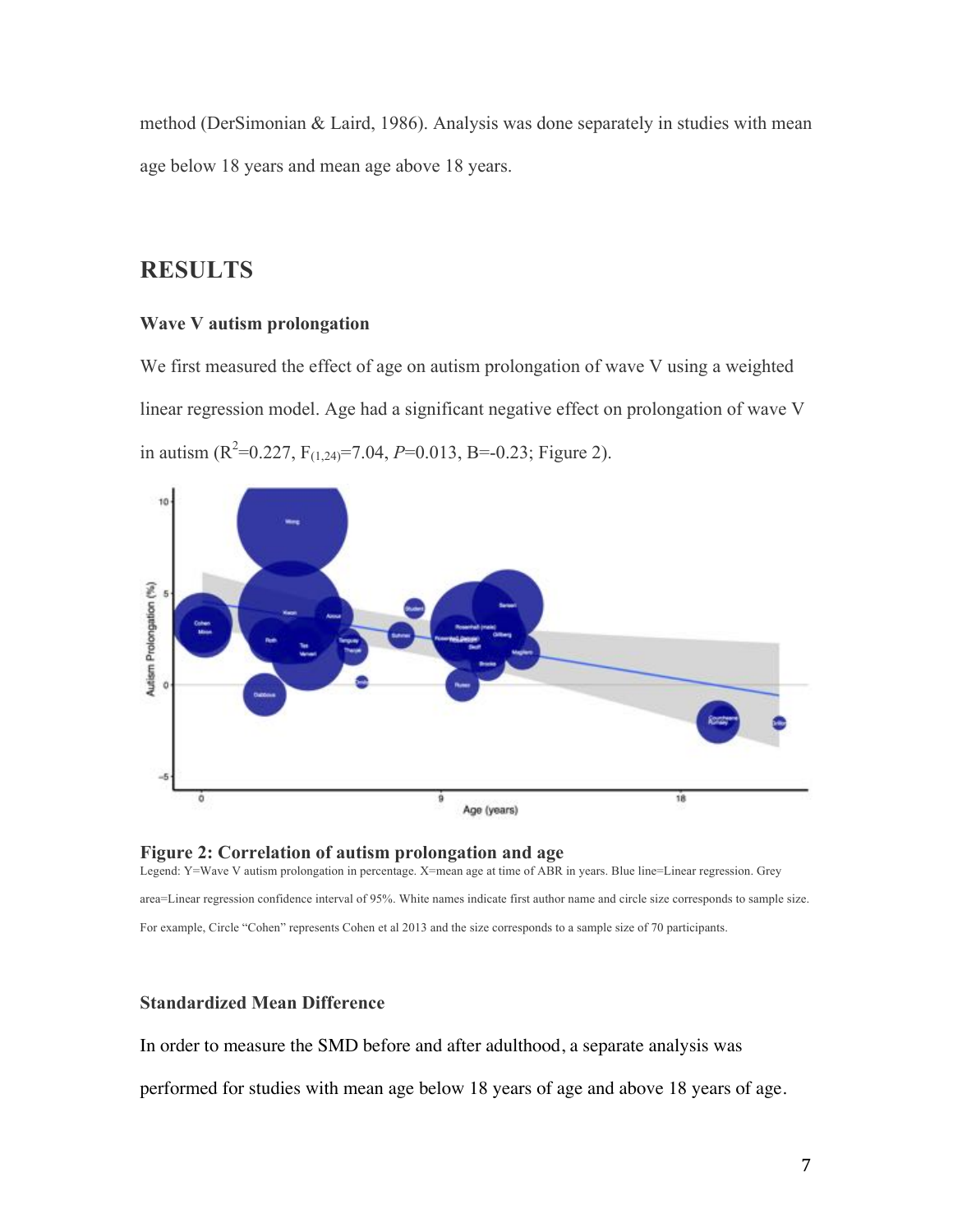method (DerSimonian & Laird, 1986). Analysis was done separately in studies with mean age below 18 years and mean age above 18 years.

## RESULTS

### Wave V autism prolongation

We first measured the effect of age on autism prolongation of wave V using a weighted linear regression model. Age had a significant negative effect on prolongation of wave V in autism ($R^2$=0.227, $F_{(1,24)}$=7.04, *P*=0.013, B=-0.23; Figure 2).

**Figure 2: Correlation of autism prolongation and age**

Legend: Y=Wave V autism prolongation in percentage. X=mean age at time of ABR in years. Blue line=Linear regression. Grey area=Linear regression confidence interval of 95%. White names indicate first author name and circle size corresponds to sample size. For example, Circle "Cohen" represents Cohen et al 2013 and the size corresponds to a sample size of 70 participants.

### Standardized Mean Difference

In order to measure the SMD before and after adulthood, a separate analysis was performed for studies with mean age below 18 years of age and above 18 years of age.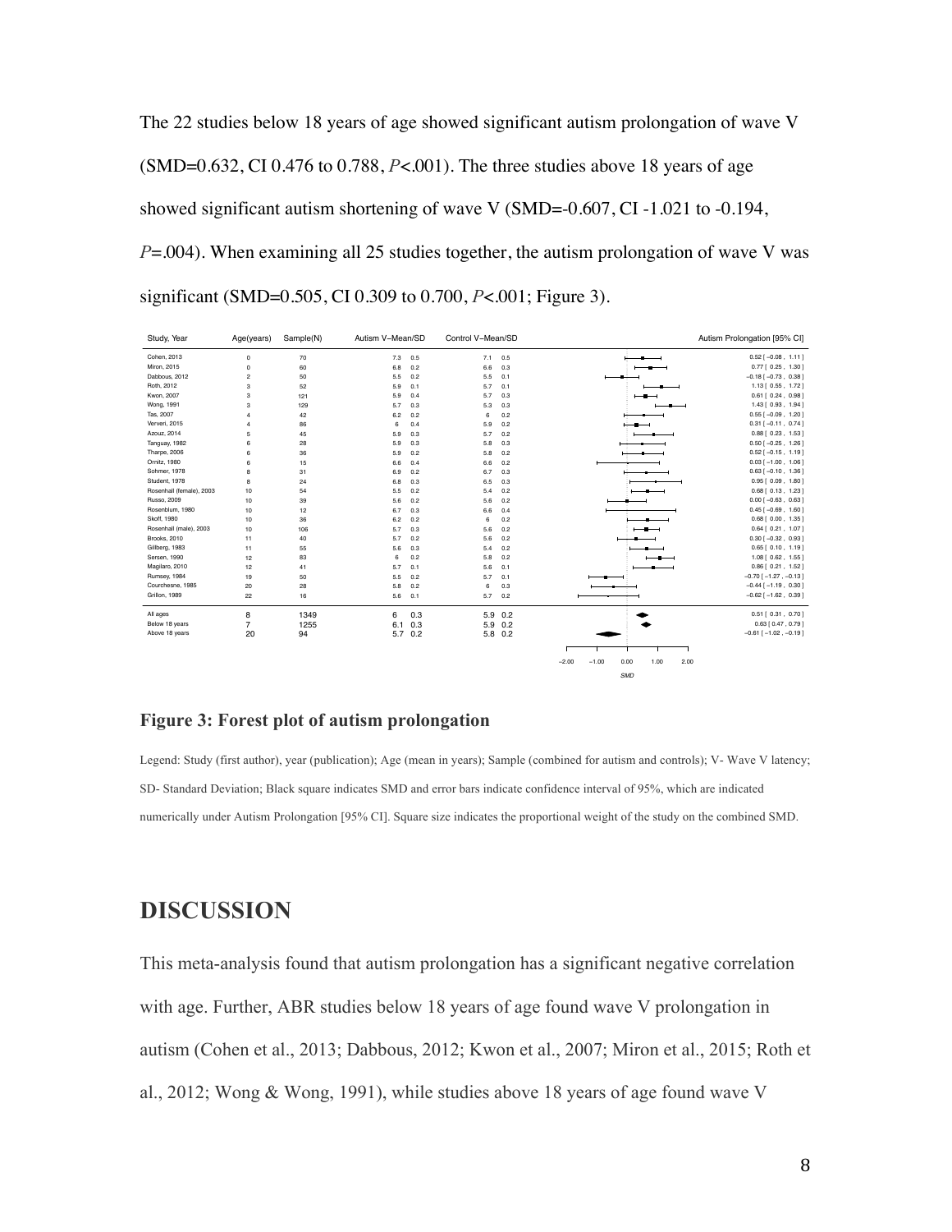The 22 studies below 18 years of age showed significant autism prolongation of wave V (SMD=0.632, CI 0.476 to 0.788, *P*<.001). The three studies above 18 years of age showed significant autism shortening of wave V (SMD=-0.607, CI -1.021 to -0.194, *P*=.004). When examining all 25 studies together, the autism prolongation of wave V was significant (SMD=0.505, CI 0.309 to 0.700, *P*<.001; Figure 3).

| Study, Year | Age(years) | Sample(N) | Autism V–Mean/SD | Control V–Mean/SD | Autism Prolongation [95% CI] |
|---|---|---|---|---|---|
| Cohen, 2013 | 0 | 70 | 7.3 0.5 | 7.1 0.5 | 0.52 [ −0.08 , 1.11 ] |
| Miron, 2015 | 0 | 60 | 6.8 0.2 | 6.6 0.3 | 0.77 [ 0.25 , 1.30 ] |
| Dabbous, 2012 | 2 | 50 | 5.5 0.2 | 5.5 0.1 | −0.18 [ −0.73 , 0.38 ] |
| Roth, 2012 | 3 | 52 | 5.9 0.1 | 5.7 0.1 | 1.13 [ 0.55 , 1.72 ] |
| Kwon, 2007 | 3 | 121 | 5.9 0.4 | 5.7 0.3 | 0.61 [ 0.24 , 0.98 ] |
| Wong, 1991 | 3 | 129 | 5.7 0.3 | 5.3 0.3 | 1.43 [ 0.93 , 1.94 ] |
| Tas, 2007 | 4 | 42 | 6.2 0.2 | 6 0.2 | 0.55 [ −0.09 , 1.20 ] |
| Ververi, 2015 | 4 | 86 | 6 0.4 | 5.9 0.2 | 0.31 [ −0.11 , 0.74 ] |
| Azouz, 2014 | 5 | 45 | 5.9 0.3 | 5.7 0.2 | 0.88 [ 0.23 , 1.53 ] |
| Tanguay, 1982 | 6 | 28 | 5.9 0.3 | 5.8 0.3 | 0.50 [ −0.25 , 1.26 ] |
| Tharpe, 2006 | 6 | 36 | 5.9 0.2 | 5.8 0.2 | 0.52 [ −0.15 , 1.19 ] |
| Ornitz, 1980 | 6 | 15 | 6.6 0.4 | 6.6 0.2 | 0.03 [ −1.00 , 1.06 ] |
| Sohmer, 1978 | 8 | 31 | 6.9 0.2 | 6.7 0.3 | 0.63 [ −0.10 , 1.36 ] |
| Student, 1978 | 8 | 24 | 6.8 0.3 | 6.5 0.3 | 0.95 [ 0.09 , 1.80 ] |
| Rosenhall (female), 2003 | 10 | 54 | 5.5 0.2 | 5.4 0.2 | 0.68 [ 0.13 , 1.23 ] |
| Russo, 2009 | 10 | 39 | 5.6 0.2 | 5.6 0.2 | 0.00 [ −0.63 , 0.63 ] |
| Rosenblum, 1980 | 10 | 12 | 6.7 0.3 | 6.6 0.4 | 0.45 [ −0.69 , 1.60 ] |
| Skoff, 1980 | 10 | 36 | 6.2 0.2 | 6 0.2 | 0.68 [ 0.00 , 1.35 ] |
| Rosenhall (male), 2003 | 10 | 106 | 5.7 0.3 | 5.6 0.2 | 0.64 [ 0.21 , 1.07 ] |
| Brooks, 2010 | 11 | 40 | 5.7 0.2 | 5.6 0.2 | 0.30 [ −0.32 , 0.93 ] |
| Gillberg, 1983 | 11 | 55 | 5.6 0.3 | 5.4 0.2 | 0.65 [ 0.10 , 1.19 ] |
| Sersen, 1990 | 12 | 83 | 6 0.2 | 5.8 0.2 | 1.08 [ 0.62 , 1.55 ] |
| Magilaro, 2010 | 12 | 41 | 5.7 0.1 | 5.6 0.1 | 0.86 [ 0.21 , 1.52 ] |
| Rumsey, 1984 | 19 | 50 | 5.5 0.2 | 5.7 0.1 | −0.70 [ −1.27 , −0.13 ] |
| Courchesne, 1985 | 20 | 28 | 5.8 0.2 | 6 0.3 | −0.44 [ −1.19 , 0.30 ] |
| Grillon, 1989 | 22 | 16 | 5.6 0.1 | 5.7 0.2 | −0.62 [ −1.62 , 0.39 ] |
| All ages | 8 | 1349 | 6 0.3 | 5.9 0.2 | 0.51 [ 0.31 , 0.70 ] |
| Below 18 years | 7 | 1255 | 6.1 0.3 | 5.9 0.2 | 0.63 [ 0.47 , 0.79 ] |
| Above 18 years | 20 | 94 | 5.7 0.2 | 5.8 0.2 | −0.61 [ −1.02 , −0.19 ] |

**Figure 3: Forest plot of autism prolongation**

Legend: Study (first author), year (publication); Age (mean in years); Sample (combined for autism and controls); V- Wave V latency; SD- Standard Deviation; Black square indicates SMD and error bars indicate confidence interval of 95%, which are indicated numerically under Autism Prolongation [95% CI]. Square size indicates the proportional weight of the study on the combined SMD.

# DISCUSSION

This meta-analysis found that autism prolongation has a significant negative correlation with age. Further, ABR studies below 18 years of age found wave V prolongation in autism (Cohen et al., 2013; Dabbous, 2012; Kwon et al., 2007; Miron et al., 2015; Roth et al., 2012; Wong & Wong, 1991), while studies above 18 years of age found wave V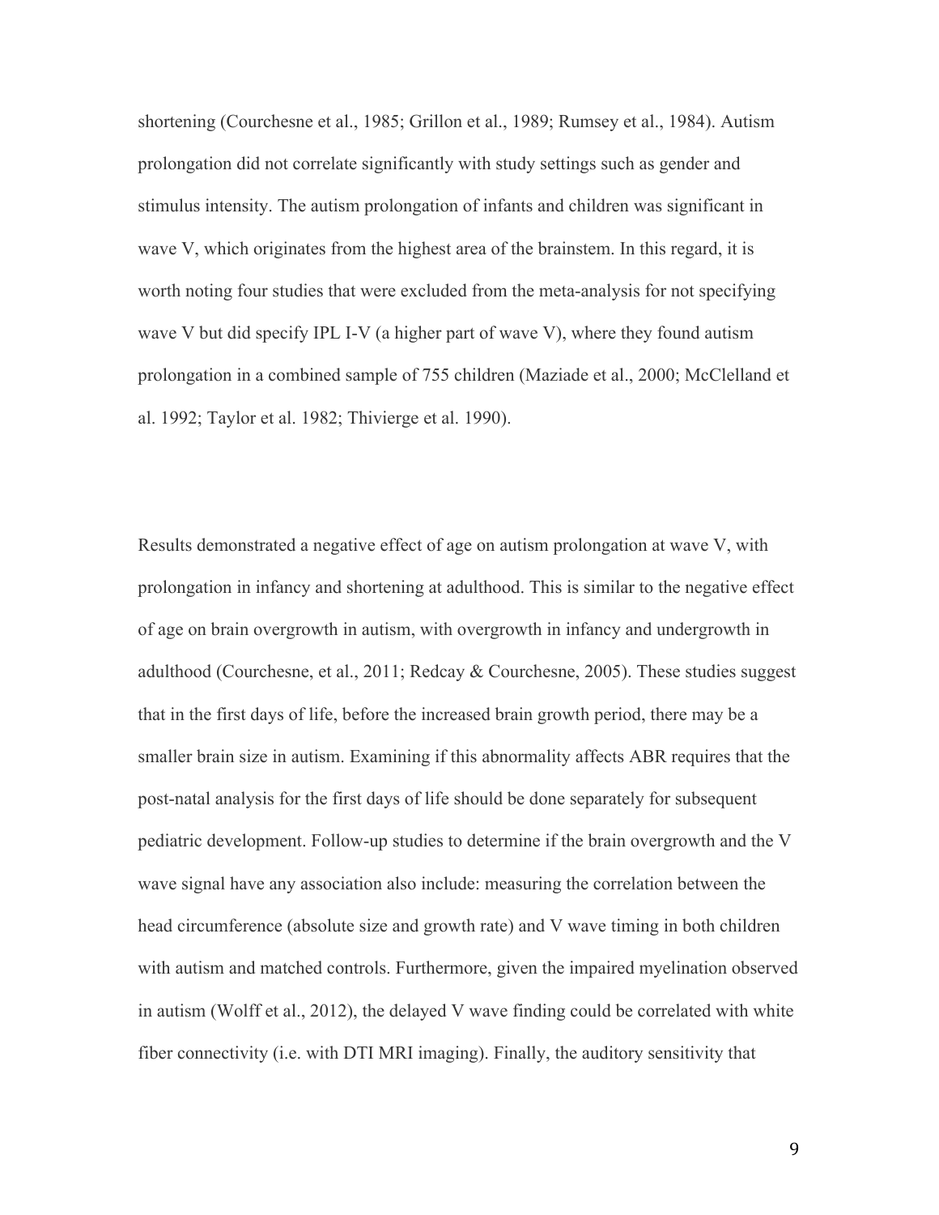shortening (Courchesne et al., 1985; Grillon et al., 1989; Rumsey et al., 1984). Autism prolongation did not correlate significantly with study settings such as gender and stimulus intensity. The autism prolongation of infants and children was significant in wave V, which originates from the highest area of the brainstem. In this regard, it is worth noting four studies that were excluded from the meta-analysis for not specifying wave V but did specify IPL I-V (a higher part of wave V), where they found autism prolongation in a combined sample of 755 children (Maziade et al., 2000; McClelland et al. 1992; Taylor et al. 1982; Thivierge et al. 1990).

Results demonstrated a negative effect of age on autism prolongation at wave V, with prolongation in infancy and shortening at adulthood. This is similar to the negative effect of age on brain overgrowth in autism, with overgrowth in infancy and undergrowth in adulthood (Courchesne, et al., 2011; Redcay & Courchesne, 2005). These studies suggest that in the first days of life, before the increased brain growth period, there may be a smaller brain size in autism. Examining if this abnormality affects ABR requires that the post-natal analysis for the first days of life should be done separately for subsequent pediatric development. Follow-up studies to determine if the brain overgrowth and the V wave signal have any association also include: measuring the correlation between the head circumference (absolute size and growth rate) and V wave timing in both children with autism and matched controls. Furthermore, given the impaired myelination observed in autism (Wolff et al., 2012), the delayed V wave finding could be correlated with white fiber connectivity (i.e. with DTI MRI imaging). Finally, the auditory sensitivity that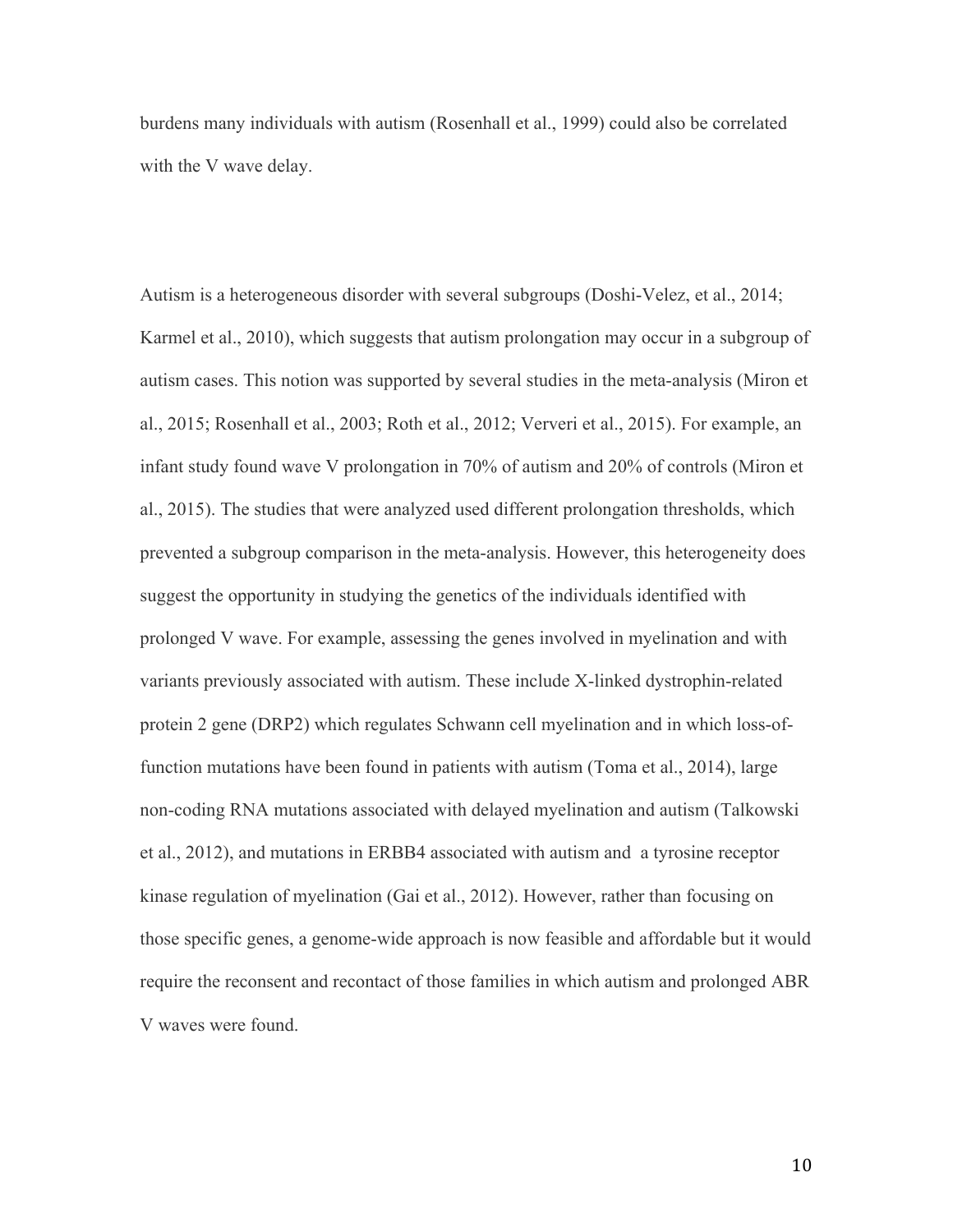burdens many individuals with autism (Rosenhall et al., 1999) could also be correlated with the V wave delay.

Autism is a heterogeneous disorder with several subgroups (Doshi-Velez, et al., 2014; Karmel et al., 2010), which suggests that autism prolongation may occur in a subgroup of autism cases. This notion was supported by several studies in the meta-analysis (Miron et al., 2015; Rosenhall et al., 2003; Roth et al., 2012; Ververi et al., 2015). For example, an infant study found wave V prolongation in 70% of autism and 20% of controls (Miron et al., 2015). The studies that were analyzed used different prolongation thresholds, which prevented a subgroup comparison in the meta-analysis. However, this heterogeneity does suggest the opportunity in studying the genetics of the individuals identified with prolonged V wave. For example, assessing the genes involved in myelination and with variants previously associated with autism. These include X-linked dystrophin-related protein 2 gene (DRP2) which regulates Schwann cell myelination and in which loss-of-function mutations have been found in patients with autism (Toma et al., 2014), large non-coding RNA mutations associated with delayed myelination and autism (Talkowski et al., 2012), and mutations in ERBB4 associated with autism and a tyrosine receptor kinase regulation of myelination (Gai et al., 2012). However, rather than focusing on those specific genes, a genome-wide approach is now feasible and affordable but it would require the reconsent and recontact of those families in which autism and prolonged ABR V waves were found.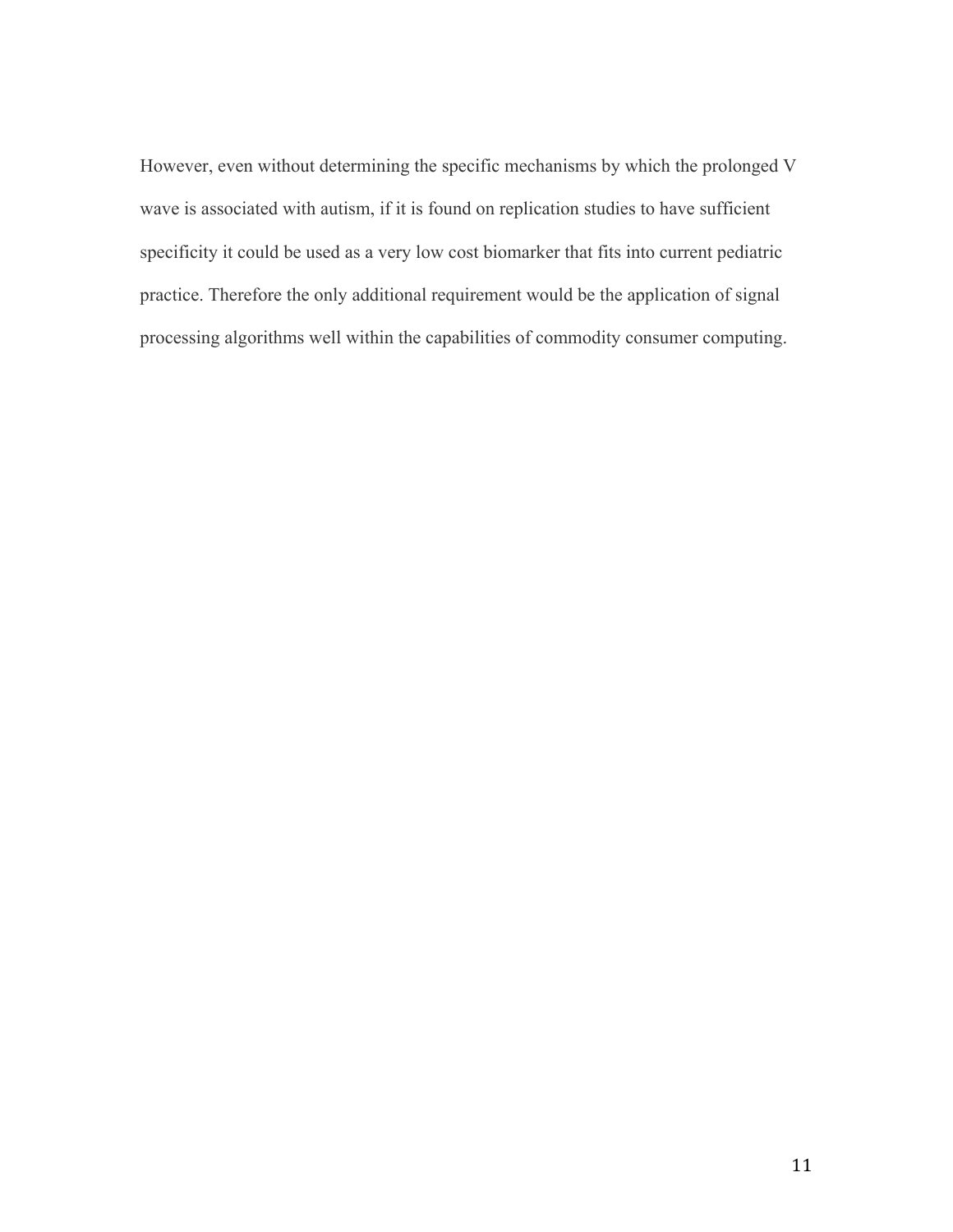However, even without determining the specific mechanisms by which the prolonged V wave is associated with autism, if it is found on replication studies to have sufficient specificity it could be used as a very low cost biomarker that fits into current pediatric practice. Therefore the only additional requirement would be the application of signal processing algorithms well within the capabilities of commodity consumer computing.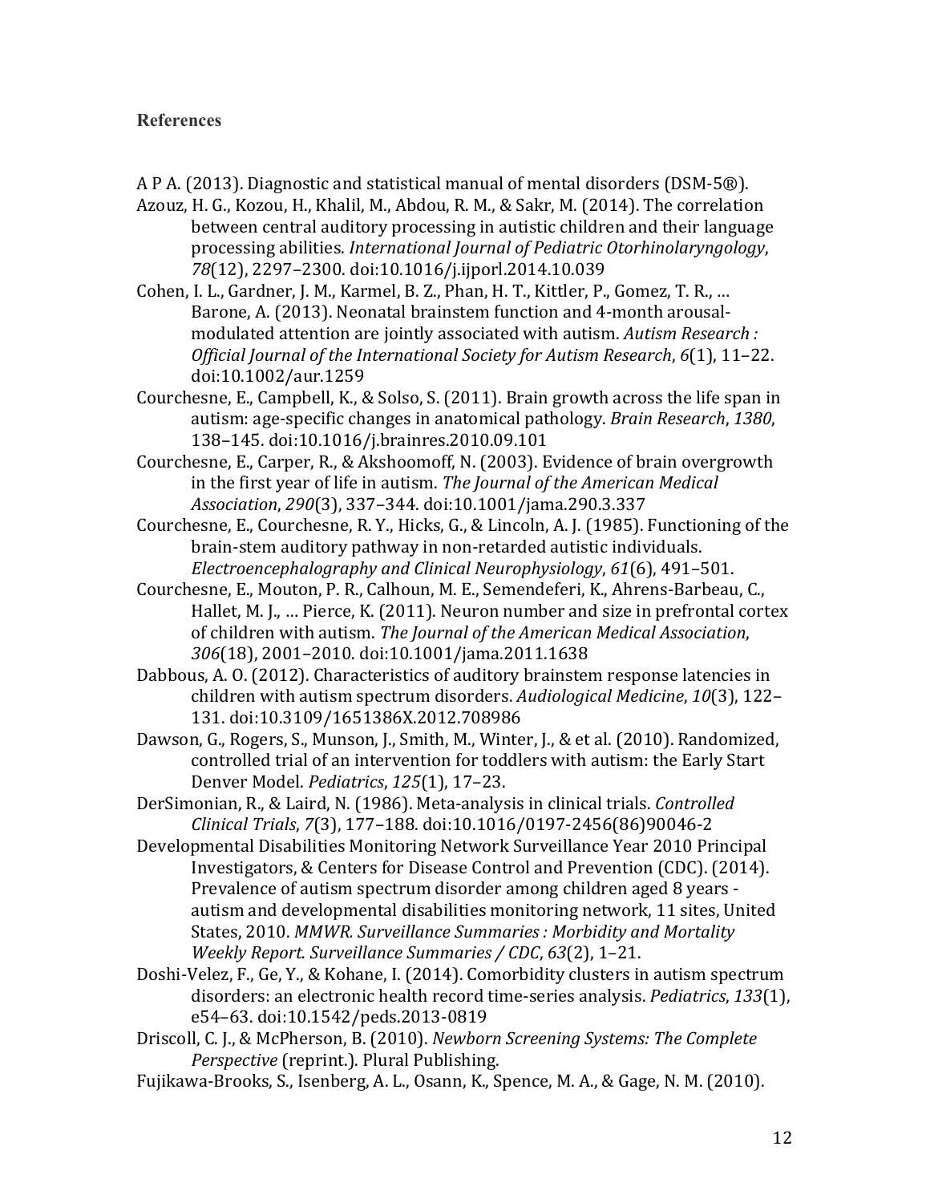**References**

A P A. (2013). Diagnostic and statistical manual of mental disorders (DSM-5®).

Azouz, H. G., Kozou, H., Khalil, M., Abdou, R. M., & Sakr, M. (2014). The correlation between central auditory processing in autistic children and their language processing abilities. *International Journal of Pediatric Otorhinolaryngology*, *78*(12), 2297–2300. doi:10.1016/j.ijporl.2014.10.039

Cohen, I. L., Gardner, J. M., Karmel, B. Z., Phan, H. T., Kittler, P., Gomez, T. R., … Barone, A. (2013). Neonatal brainstem function and 4-month arousal-modulated attention are jointly associated with autism. *Autism Research : Official Journal of the International Society for Autism Research*, *6*(1), 11–22. doi:10.1002/aur.1259

Courchesne, E., Campbell, K., & Solso, S. (2011). Brain growth across the life span in autism: age-specific changes in anatomical pathology. *Brain Research*, *1380*, 138–145. doi:10.1016/j.brainres.2010.09.101

Courchesne, E., Carper, R., & Akshoomoff, N. (2003). Evidence of brain overgrowth in the first year of life in autism. *The Journal of the American Medical Association*, *290*(3), 337–344. doi:10.1001/jama.290.3.337

Courchesne, E., Courchesne, R. Y., Hicks, G., & Lincoln, A. J. (1985). Functioning of the brain-stem auditory pathway in non-retarded autistic individuals. *Electroencephalography and Clinical Neurophysiology*, *61*(6), 491–501.

Courchesne, E., Mouton, P. R., Calhoun, M. E., Semendeferi, K., Ahrens-Barbeau, C., Hallet, M. J., … Pierce, K. (2011). Neuron number and size in prefrontal cortex of children with autism. *The Journal of the American Medical Association*, *306*(18), 2001–2010. doi:10.1001/jama.2011.1638

Dabbous, A. O. (2012). Characteristics of auditory brainstem response latencies in children with autism spectrum disorders. *Audiological Medicine*, *10*(3), 122–131. doi:10.3109/1651386X.2012.708986

Dawson, G., Rogers, S., Munson, J., Smith, M., Winter, J., & et al. (2010). Randomized, controlled trial of an intervention for toddlers with autism: the Early Start Denver Model. *Pediatrics*, *125*(1), 17–23.

DerSimonian, R., & Laird, N. (1986). Meta-analysis in clinical trials. *Controlled Clinical Trials*, *7*(3), 177–188. doi:10.1016/0197-2456(86)90046-2

Developmental Disabilities Monitoring Network Surveillance Year 2010 Principal Investigators, & Centers for Disease Control and Prevention (CDC). (2014). Prevalence of autism spectrum disorder among children aged 8 years - autism and developmental disabilities monitoring network, 11 sites, United States, 2010. *MMWR. Surveillance Summaries : Morbidity and Mortality Weekly Report. Surveillance Summaries / CDC*, *63*(2), 1–21.

Doshi-Velez, F., Ge, Y., & Kohane, I. (2014). Comorbidity clusters in autism spectrum disorders: an electronic health record time-series analysis. *Pediatrics*, *133*(1), e54–63. doi:10.1542/peds.2013-0819

Driscoll, C. J., & McPherson, B. (2010). *Newborn Screening Systems: The Complete Perspective* (reprint.). Plural Publishing.

Fujikawa-Brooks, S., Isenberg, A. L., Osann, K., Spence, M. A., & Gage, N. M. (2010).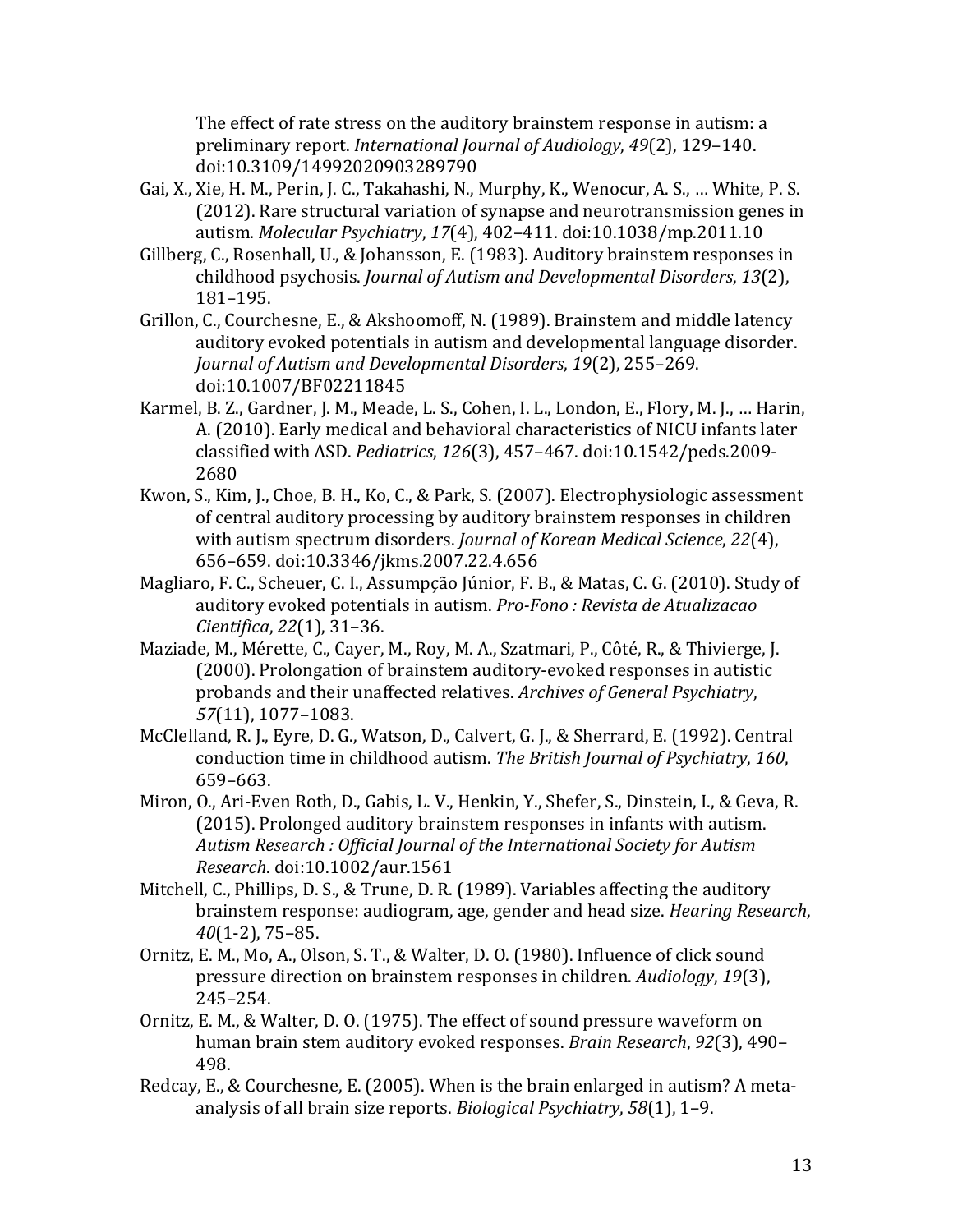The effect of rate stress on the auditory brainstem response in autism: a preliminary report. *International Journal of Audiology*, *49*(2), 129–140. doi:10.3109/14992020903289790

Gai, X., Xie, H. M., Perin, J. C., Takahashi, N., Murphy, K., Wenocur, A. S., … White, P. S. (2012). Rare structural variation of synapse and neurotransmission genes in autism. *Molecular Psychiatry*, *17*(4), 402–411. doi:10.1038/mp.2011.10

Gillberg, C., Rosenhall, U., & Johansson, E. (1983). Auditory brainstem responses in childhood psychosis. *Journal of Autism and Developmental Disorders*, *13*(2), 181–195.

Grillon, C., Courchesne, E., & Akshoomoff, N. (1989). Brainstem and middle latency auditory evoked potentials in autism and developmental language disorder. *Journal of Autism and Developmental Disorders*, *19*(2), 255–269. doi:10.1007/BF02211845

Karmel, B. Z., Gardner, J. M., Meade, L. S., Cohen, I. L., London, E., Flory, M. J., … Harin, A. (2010). Early medical and behavioral characteristics of NICU infants later classified with ASD. *Pediatrics*, *126*(3), 457–467. doi:10.1542/peds.2009-2680

Kwon, S., Kim, J., Choe, B. H., Ko, C., & Park, S. (2007). Electrophysiologic assessment of central auditory processing by auditory brainstem responses in children with autism spectrum disorders. *Journal of Korean Medical Science*, *22*(4), 656–659. doi:10.3346/jkms.2007.22.4.656

Magliaro, F. C., Scheuer, C. I., Assumpção Júnior, F. B., & Matas, C. G. (2010). Study of auditory evoked potentials in autism. *Pro-Fono : Revista de Atualizacao Cientifica*, *22*(1), 31–36.

Maziade, M., Mérette, C., Cayer, M., Roy, M. A., Szatmari, P., Côté, R., & Thivierge, J. (2000). Prolongation of brainstem auditory-evoked responses in autistic probands and their unaffected relatives. *Archives of General Psychiatry*, *57*(11), 1077–1083.

McClelland, R. J., Eyre, D. G., Watson, D., Calvert, G. J., & Sherrard, E. (1992). Central conduction time in childhood autism. *The British Journal of Psychiatry*, *160*, 659–663.

Miron, O., Ari-Even Roth, D., Gabis, L. V., Henkin, Y., Shefer, S., Dinstein, I., & Geva, R. (2015). Prolonged auditory brainstem responses in infants with autism. *Autism Research : Official Journal of the International Society for Autism Research*. doi:10.1002/aur.1561

Mitchell, C., Phillips, D. S., & Trune, D. R. (1989). Variables affecting the auditory brainstem response: audiogram, age, gender and head size. *Hearing Research*, *40*(1-2), 75–85.

Ornitz, E. M., Mo, A., Olson, S. T., & Walter, D. O. (1980). Influence of click sound pressure direction on brainstem responses in children. *Audiology*, *19*(3), 245–254.

Ornitz, E. M., & Walter, D. O. (1975). The effect of sound pressure waveform on human brain stem auditory evoked responses. *Brain Research*, *92*(3), 490–498.

Redcay, E., & Courchesne, E. (2005). When is the brain enlarged in autism? A meta-analysis of all brain size reports. *Biological Psychiatry*, *58*(1), 1–9.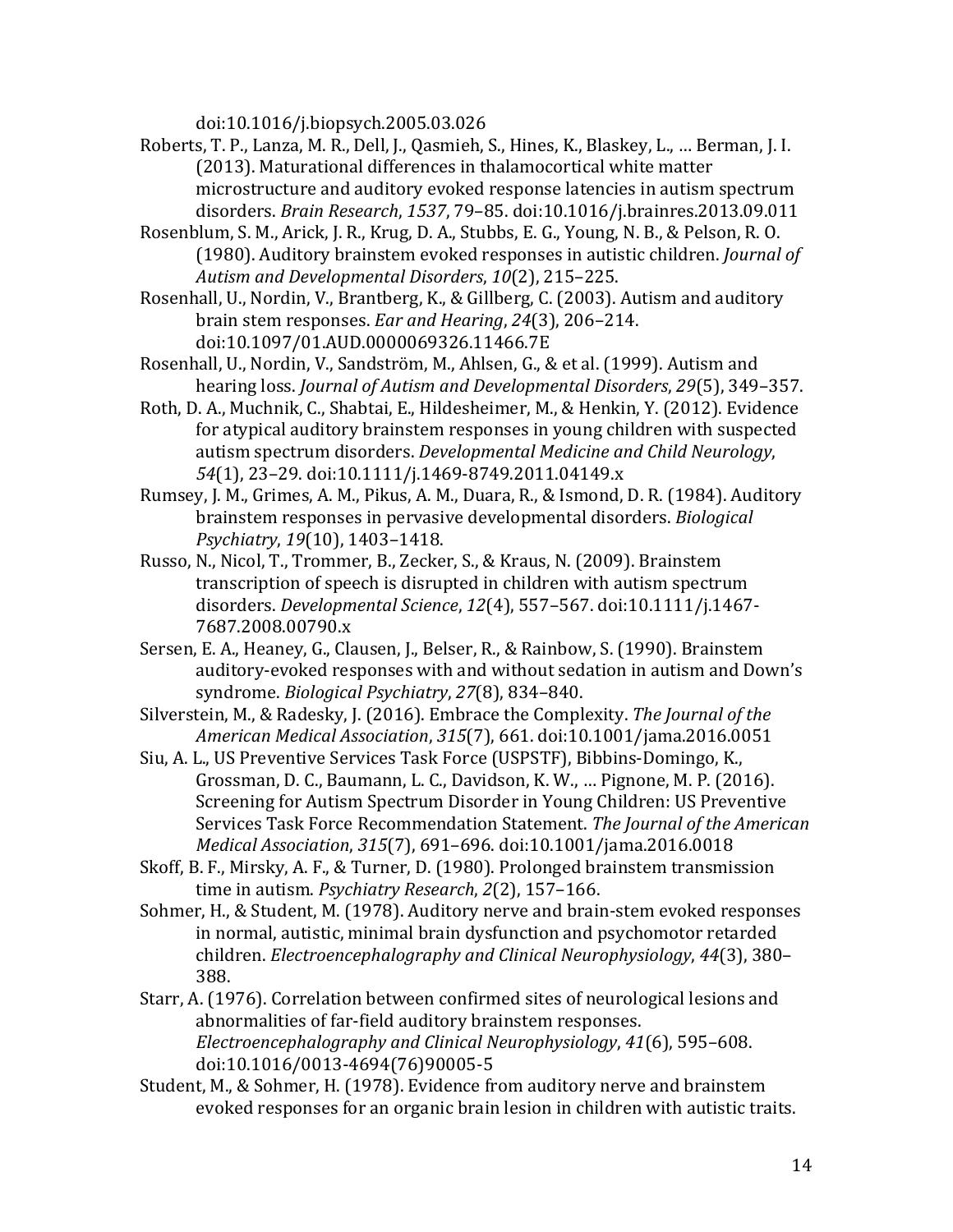doi:10.1016/j.biopsych.2005.03.026

Roberts, T. P., Lanza, M. R., Dell, J., Qasmieh, S., Hines, K., Blaskey, L., … Berman, J. I. (2013). Maturational differences in thalamocortical white matter microstructure and auditory evoked response latencies in autism spectrum disorders. *Brain Research*, *1537*, 79–85. doi:10.1016/j.brainres.2013.09.011

Rosenblum, S. M., Arick, J. R., Krug, D. A., Stubbs, E. G., Young, N. B., & Pelson, R. O. (1980). Auditory brainstem evoked responses in autistic children. *Journal of Autism and Developmental Disorders*, *10*(2), 215–225.

Rosenhall, U., Nordin, V., Brantberg, K., & Gillberg, C. (2003). Autism and auditory brain stem responses. *Ear and Hearing*, *24*(3), 206–214. doi:10.1097/01.AUD.0000069326.11466.7E

Rosenhall, U., Nordin, V., Sandström, M., Ahlsen, G., & et al. (1999). Autism and hearing loss. *Journal of Autism and Developmental Disorders*, *29*(5), 349–357.

Roth, D. A., Muchnik, C., Shabtai, E., Hildesheimer, M., & Henkin, Y. (2012). Evidence for atypical auditory brainstem responses in young children with suspected autism spectrum disorders. *Developmental Medicine and Child Neurology*, *54*(1), 23–29. doi:10.1111/j.1469-8749.2011.04149.x

Rumsey, J. M., Grimes, A. M., Pikus, A. M., Duara, R., & Ismond, D. R. (1984). Auditory brainstem responses in pervasive developmental disorders. *Biological Psychiatry*, *19*(10), 1403–1418.

Russo, N., Nicol, T., Trommer, B., Zecker, S., & Kraus, N. (2009). Brainstem transcription of speech is disrupted in children with autism spectrum disorders. *Developmental Science*, *12*(4), 557–567. doi:10.1111/j.1467-7687.2008.00790.x

Sersen, E. A., Heaney, G., Clausen, J., Belser, R., & Rainbow, S. (1990). Brainstem auditory-evoked responses with and without sedation in autism and Down's syndrome. *Biological Psychiatry*, *27*(8), 834–840.

Silverstein, M., & Radesky, J. (2016). Embrace the Complexity. *The Journal of the American Medical Association*, *315*(7), 661. doi:10.1001/jama.2016.0051

Siu, A. L., US Preventive Services Task Force (USPSTF), Bibbins-Domingo, K., Grossman, D. C., Baumann, L. C., Davidson, K. W., … Pignone, M. P. (2016). Screening for Autism Spectrum Disorder in Young Children: US Preventive Services Task Force Recommendation Statement. *The Journal of the American Medical Association*, *315*(7), 691–696. doi:10.1001/jama.2016.0018

Skoff, B. F., Mirsky, A. F., & Turner, D. (1980). Prolonged brainstem transmission time in autism. *Psychiatry Research*, *2*(2), 157–166.

Sohmer, H., & Student, M. (1978). Auditory nerve and brain-stem evoked responses in normal, autistic, minimal brain dysfunction and psychomotor retarded children. *Electroencephalography and Clinical Neurophysiology*, *44*(3), 380–388.

Starr, A. (1976). Correlation between confirmed sites of neurological lesions and abnormalities of far-field auditory brainstem responses. *Electroencephalography and Clinical Neurophysiology*, *41*(6), 595–608. doi:10.1016/0013-4694(76)90005-5

Student, M., & Sohmer, H. (1978). Evidence from auditory nerve and brainstem evoked responses for an organic brain lesion in children with autistic traits.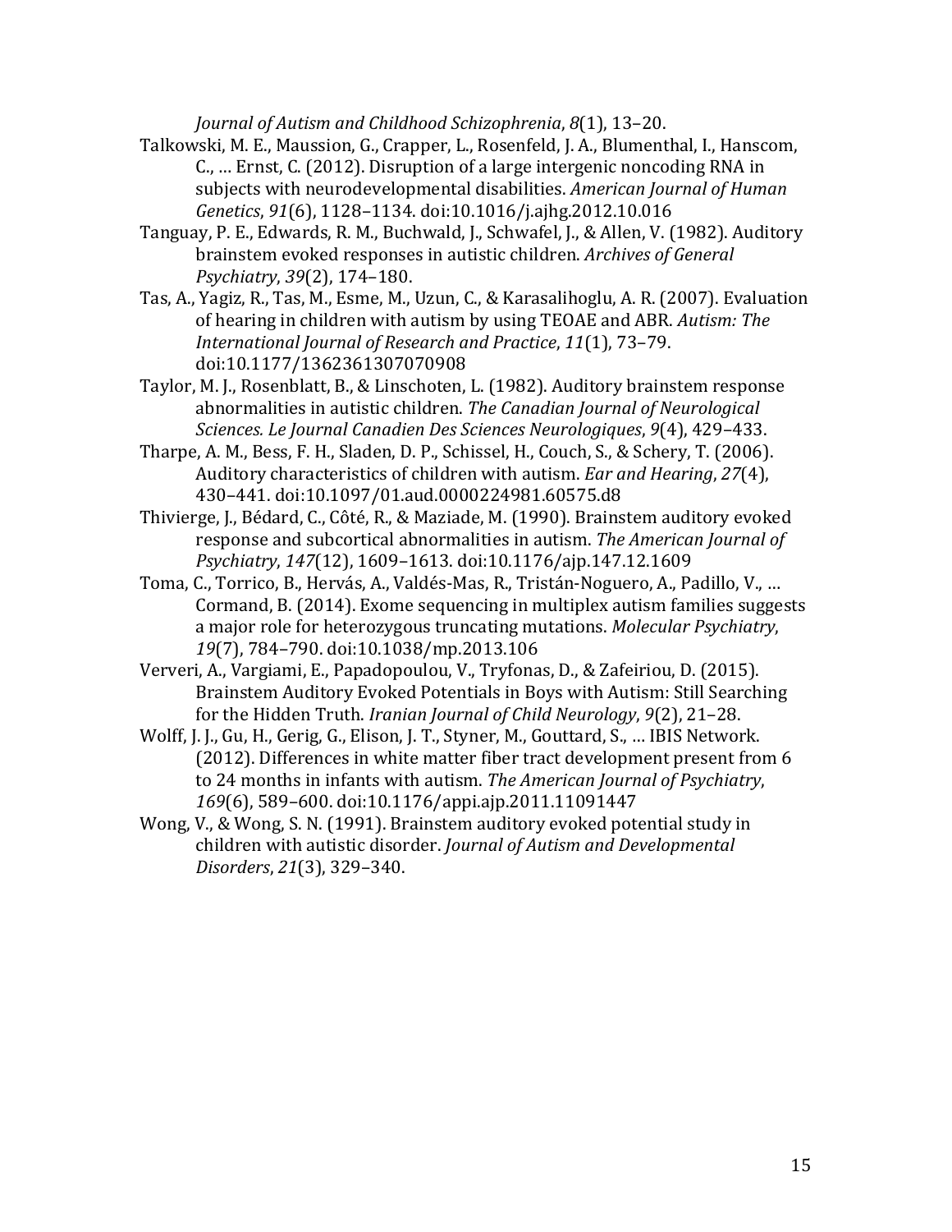*Journal of Autism and Childhood Schizophrenia*, *8*(1), 13–20.

Talkowski, M. E., Maussion, G., Crapper, L., Rosenfeld, J. A., Blumenthal, I., Hanscom, C., … Ernst, C. (2012). Disruption of a large intergenic noncoding RNA in subjects with neurodevelopmental disabilities. *American Journal of Human Genetics*, *91*(6), 1128–1134. doi:10.1016/j.ajhg.2012.10.016

Tanguay, P. E., Edwards, R. M., Buchwald, J., Schwafel, J., & Allen, V. (1982). Auditory brainstem evoked responses in autistic children. *Archives of General Psychiatry*, *39*(2), 174–180.

Tas, A., Yagiz, R., Tas, M., Esme, M., Uzun, C., & Karasalihoglu, A. R. (2007). Evaluation of hearing in children with autism by using TEOAE and ABR. *Autism: The International Journal of Research and Practice*, *11*(1), 73–79. doi:10.1177/1362361307070908

Taylor, M. J., Rosenblatt, B., & Linschoten, L. (1982). Auditory brainstem response abnormalities in autistic children. *The Canadian Journal of Neurological Sciences. Le Journal Canadien Des Sciences Neurologiques*, *9*(4), 429–433.

Tharpe, A. M., Bess, F. H., Sladen, D. P., Schissel, H., Couch, S., & Schery, T. (2006). Auditory characteristics of children with autism. *Ear and Hearing*, *27*(4), 430–441. doi:10.1097/01.aud.0000224981.60575.d8

Thivierge, J., Bédard, C., Côté, R., & Maziade, M. (1990). Brainstem auditory evoked response and subcortical abnormalities in autism. *The American Journal of Psychiatry*, *147*(12), 1609–1613. doi:10.1176/ajp.147.12.1609

Toma, C., Torrico, B., Hervás, A., Valdés-Mas, R., Tristán-Noguero, A., Padillo, V., … Cormand, B. (2014). Exome sequencing in multiplex autism families suggests a major role for heterozygous truncating mutations. *Molecular Psychiatry*, *19*(7), 784–790. doi:10.1038/mp.2013.106

Ververi, A., Vargiami, E., Papadopoulou, V., Tryfonas, D., & Zafeiriou, D. (2015). Brainstem Auditory Evoked Potentials in Boys with Autism: Still Searching for the Hidden Truth. *Iranian Journal of Child Neurology*, *9*(2), 21–28.

Wolff, J. J., Gu, H., Gerig, G., Elison, J. T., Styner, M., Gouttard, S., … IBIS Network. (2012). Differences in white matter fiber tract development present from 6 to 24 months in infants with autism. *The American Journal of Psychiatry*, *169*(6), 589–600. doi:10.1176/appi.ajp.2011.11091447

Wong, V., & Wong, S. N. (1991). Brainstem auditory evoked potential study in children with autistic disorder. *Journal of Autism and Developmental Disorders*, *21*(3), 329–340.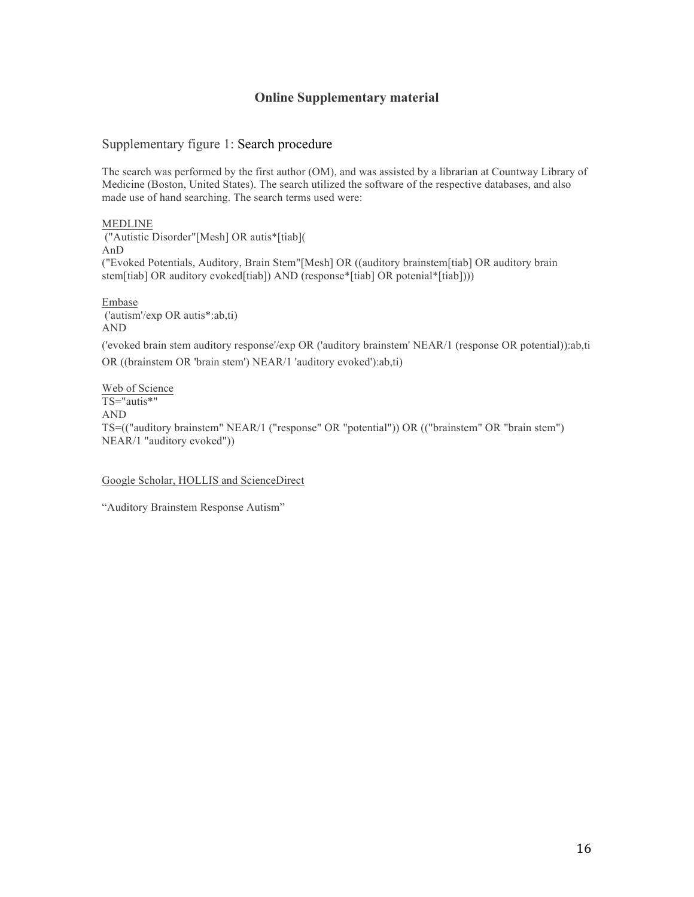## Online Supplementary material

### Supplementary figure 1: Search procedure

The search was performed by the first author (OM), and was assisted by a librarian at Countway Library of Medicine (Boston, United States). The search utilized the software of the respective databases, and also made use of hand searching. The search terms used were:

MEDLINE

("Autistic Disorder"[Mesh] OR autis*[tiab](
AnD
("Evoked Potentials, Auditory, Brain Stem"[Mesh] OR ((auditory brainstem[tiab] OR auditory brain stem[tiab] OR auditory evoked[tiab]) AND (response*[tiab] OR potenial*[tiab])))

Embase

('autism'/exp OR autis*:ab,ti)
AND
('evoked brain stem auditory response'/exp OR ('auditory brainstem' NEAR/1 (response OR potential)):ab,ti OR ((brainstem OR 'brain stem') NEAR/1 'auditory evoked'):ab,ti)

Web of Science

TS="autis*"
AND
TS=(("auditory brainstem" NEAR/1 ("response" OR "potential")) OR (("brainstem" OR "brain stem") NEAR/1 "auditory evoked"))

Google Scholar, HOLLIS and ScienceDirect

"Auditory Brainstem Response Autism"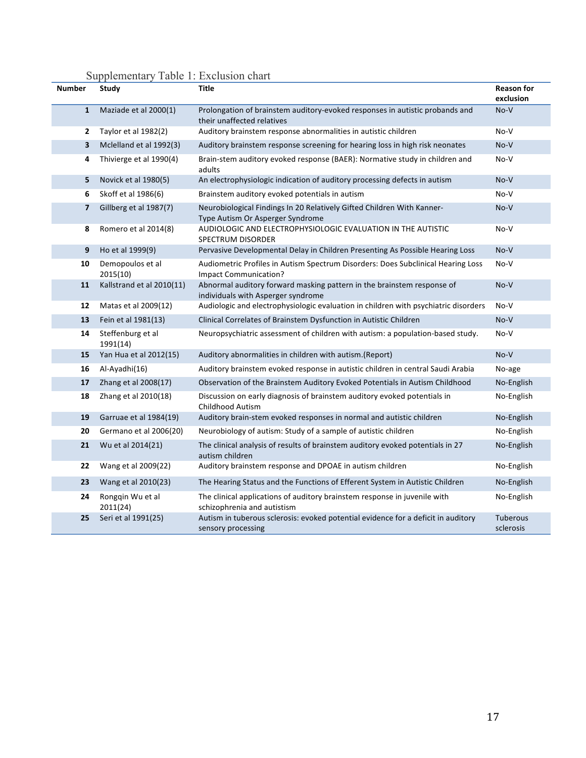Supplementary Table 1: Exclusion chart

| Number | Study | Title | Reason for exclusion |
| --- | --- | --- | --- |
| 1 | Maziade et al 2000(1) | Prolongation of brainstem auditory-evoked responses in autistic probands and their unaffected relatives | No-V |
| 2 | Taylor et al 1982(2) | Auditory brainstem response abnormalities in autistic children | No-V |
| 3 | Mclelland et al 1992(3) | Auditory brainstem response screening for hearing loss in high risk neonates | No-V |
| 4 | Thivierge et al 1990(4) | Brain-stem auditory evoked response (BAER): Normative study in children and adults | No-V |
| 5 | Novick et al 1980(5) | An electrophysiologic indication of auditory processing defects in autism | No-V |
| 6 | Skoff et al 1986(6) | Brainstem auditory evoked potentials in autism | No-V |
| 7 | Gillberg et al 1987(7) | Neurobiological Findings In 20 Relatively Gifted Children With Kanner-Type Autism Or Asperger Syndrome | No-V |
| 8 | Romero et al 2014(8) | AUDIOLOGIC AND ELECTROPHYSIOLOGIC EVALUATION IN THE AUTISTIC SPECTRUM DISORDER | No-V |
| 9 | Ho et al 1999(9) | Pervasive Developmental Delay in Children Presenting As Possible Hearing Loss | No-V |
| 10 | Demopoulos et al 2015(10) | Audiometric Profiles in Autism Spectrum Disorders: Does Subclinical Hearing Loss Impact Communication? | No-V |
| 11 | Kallstrand et al 2010(11) | Abnormal auditory forward masking pattern in the brainstem response of individuals with Asperger syndrome | No-V |
| 12 | Matas et al 2009(12) | Audiologic and electrophysiologic evaluation in children with psychiatric disorders | No-V |
| 13 | Fein et al 1981(13) | Clinical Correlates of Brainstem Dysfunction in Autistic Children | No-V |
| 14 | Steffenburg et al 1991(14) | Neuropsychiatric assessment of children with autism: a population-based study. | No-V |
| 15 | Yan Hua et al 2012(15) | Auditory abnormalities in children with autism.(Report) | No-V |
| 16 | Al-Ayadhi(16) | Auditory brainstem evoked response in autistic children in central Saudi Arabia | No-age |
| 17 | Zhang et al 2008(17) | Observation of the Brainstem Auditory Evoked Potentials in Autism Childhood | No-English |
| 18 | Zhang et al 2010(18) | Discussion on early diagnosis of brainstem auditory evoked potentials in Childhood Autism | No-English |
| 19 | Garruae et al 1984(19) | Auditory brain-stem evoked responses in normal and autistic children | No-English |
| 20 | Germano et al 2006(20) | Neurobiology of autism: Study of a sample of autistic children | No-English |
| 21 | Wu et al 2014(21) | The clinical analysis of results of brainstem auditory evoked potentials in 27 autism children | No-English |
| 22 | Wang et al 2009(22) | Auditory brainstem response and DPOAE in autism children | No-English |
| 23 | Wang et al 2010(23) | The Hearing Status and the Functions of Efferent System in Autistic Children | No-English |
| 24 | Rongqin Wu et al 2011(24) | The clinical applications of auditory brainstem response in juvenile with schizophrenia and autistism | No-English |
| 25 | Seri et al 1991(25) | Autism in tuberous sclerosis: evoked potential evidence for a deficit in auditory sensory processing | Tuberous sclerosis |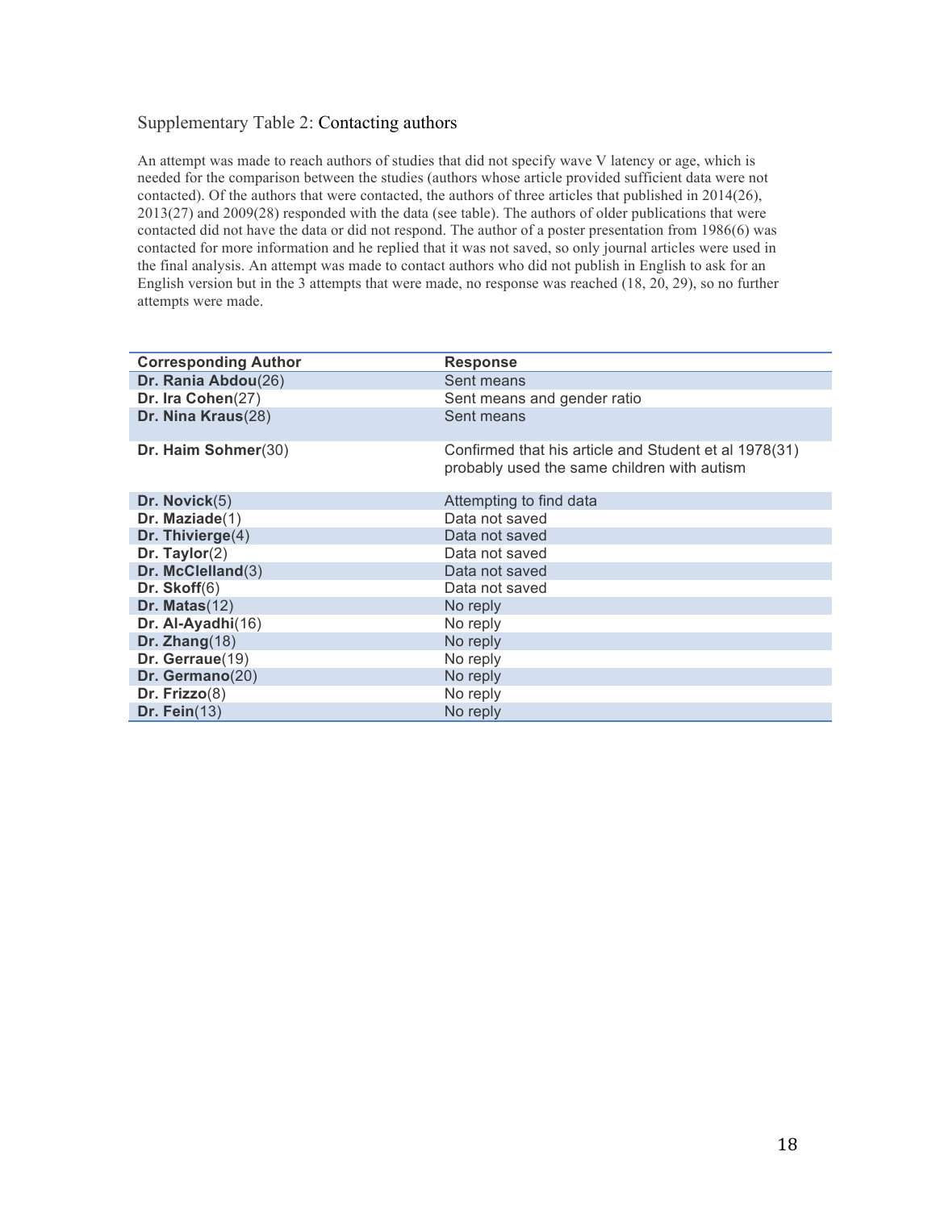Supplementary Table 2: Contacting authors

An attempt was made to reach authors of studies that did not specify wave V latency or age, which is needed for the comparison between the studies (authors whose article provided sufficient data were not contacted). Of the authors that were contacted, the authors of three articles that published in 2014(26), 2013(27) and 2009(28) responded with the data (see table). The authors of older publications that were contacted did not have the data or did not respond. The author of a poster presentation from 1986(6) was contacted for more information and he replied that it was not saved, so only journal articles were used in the final analysis. An attempt was made to contact authors who did not publish in English to ask for an English version but in the 3 attempts that were made, no response was reached (18, 20, 29), so no further attempts were made.

| Corresponding Author | Response |
|---|---|
| **Dr. Rania Abdou**(26) | Sent means |
| **Dr. Ira Cohen**(27) | Sent means and gender ratio |
| **Dr. Nina Kraus**(28) | Sent means |
| **Dr. Haim Sohmer**(30) | Confirmed that his article and Student et al 1978(31) probably used the same children with autism |
| **Dr. Novick**(5) | Attempting to find data |
| **Dr. Maziade**(1) | Data not saved |
| **Dr. Thivierge**(4) | Data not saved |
| **Dr. Taylor**(2) | Data not saved |
| **Dr. McClelland**(3) | Data not saved |
| **Dr. Skoff**(6) | Data not saved |
| **Dr. Matas**(12) | No reply |
| **Dr. Al-Ayadhi**(16) | No reply |
| **Dr. Zhang**(18) | No reply |
| **Dr. Gerraue**(19) | No reply |
| **Dr. Germano**(20) | No reply |
| **Dr. Frizzo**(8) | No reply |
| **Dr. Fein**(13) | No reply |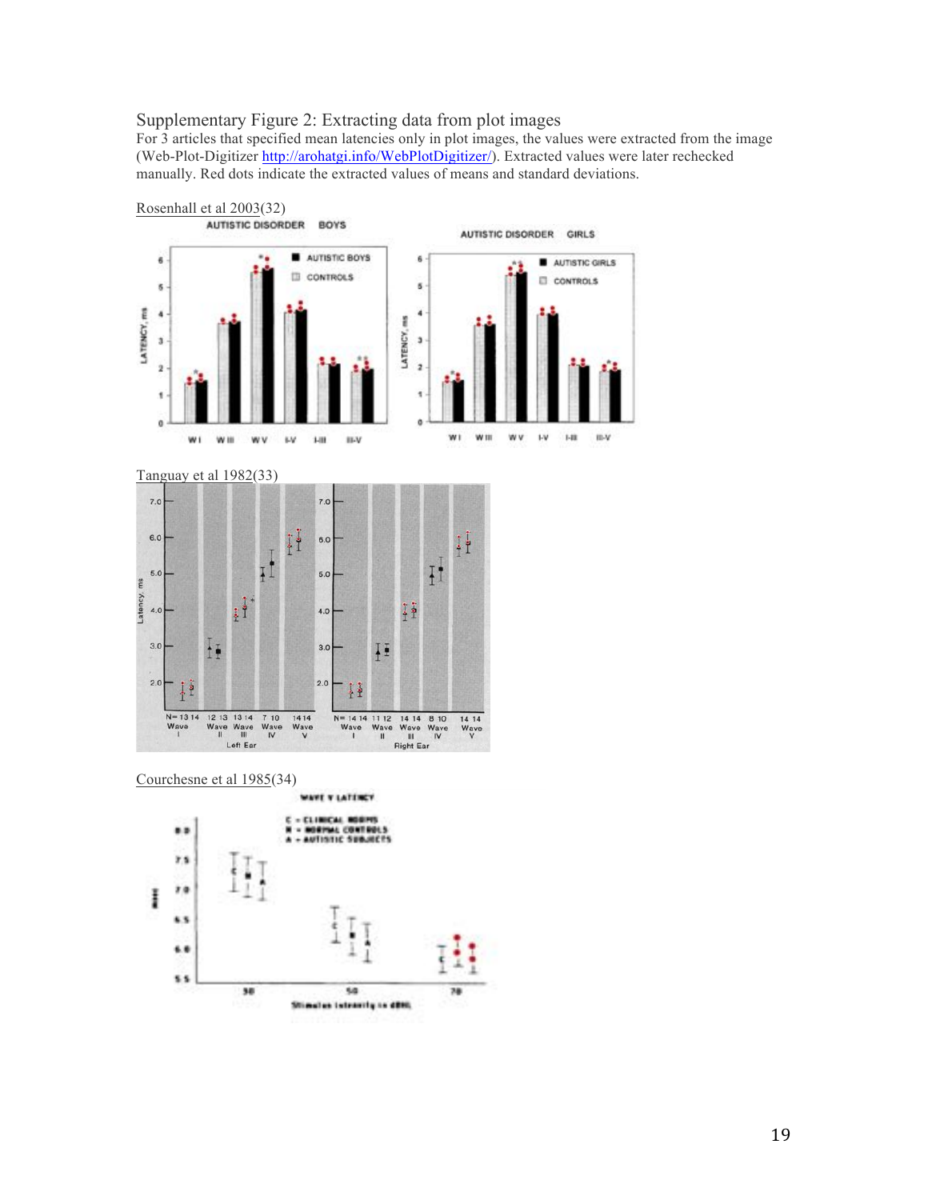Supplementary Figure 2: Extracting data from plot images

For 3 articles that specified mean latencies only in plot images, the values were extracted from the image (Web-Plot-Digitizer http://arohatgi.info/WebPlotDigitizer/). Extracted values were later rechecked manually. Red dots indicate the extracted values of means and standard deviations.

Rosenhall et al 2003(32)

Tanguay et al 1982(33)

Courchesne et al 1985(34)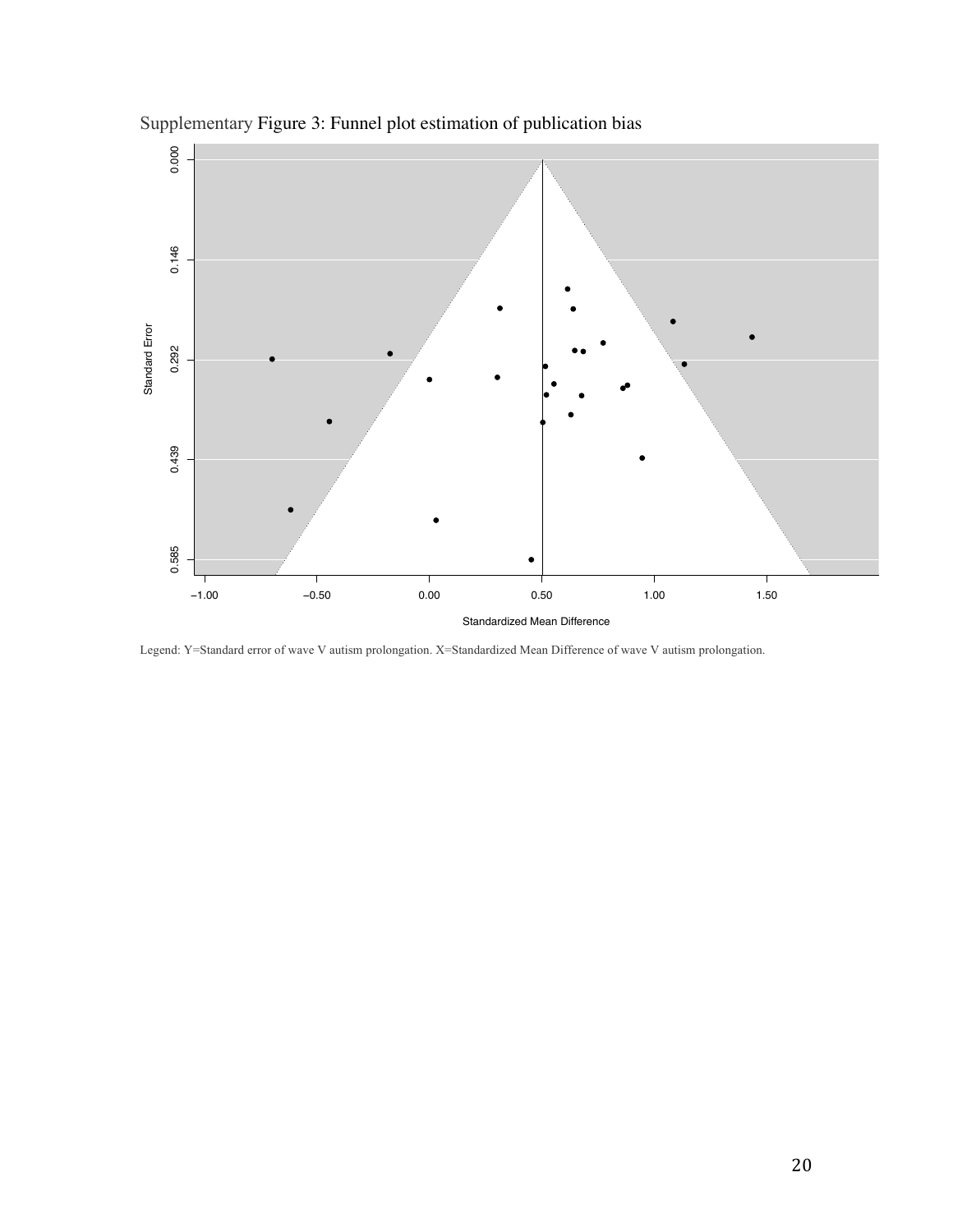Supplementary Figure 3: Funnel plot estimation of publication bias

Legend: Y=Standard error of wave V autism prolongation. X=Standardized Mean Difference of wave V autism prolongation.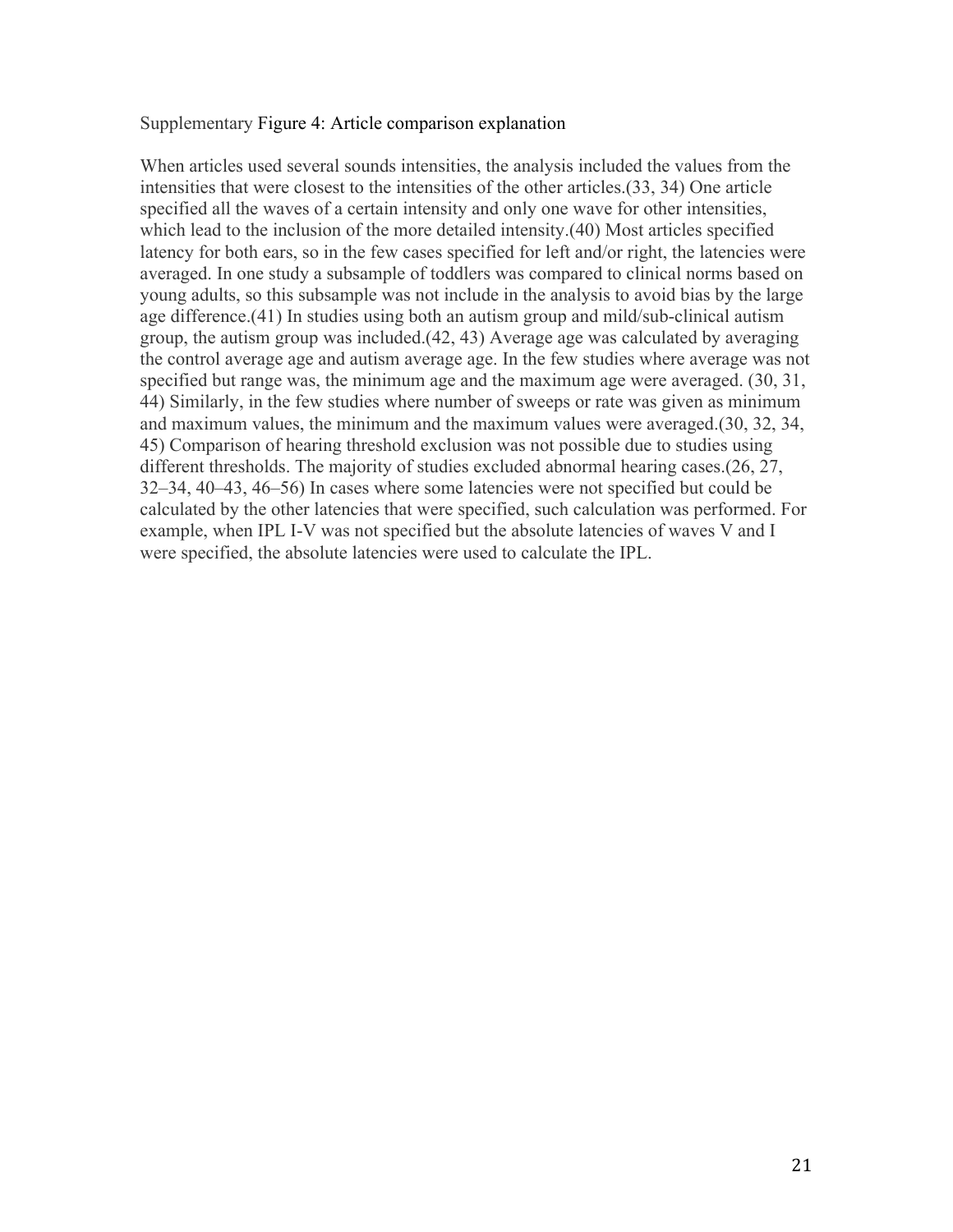Supplementary Figure 4: Article comparison explanation

When articles used several sounds intensities, the analysis included the values from the intensities that were closest to the intensities of the other articles.(33, 34) One article specified all the waves of a certain intensity and only one wave for other intensities, which lead to the inclusion of the more detailed intensity.(40) Most articles specified latency for both ears, so in the few cases specified for left and/or right, the latencies were averaged. In one study a subsample of toddlers was compared to clinical norms based on young adults, so this subsample was not include in the analysis to avoid bias by the large age difference.(41) In studies using both an autism group and mild/sub-clinical autism group, the autism group was included.(42, 43) Average age was calculated by averaging the control average age and autism average age. In the few studies where average was not specified but range was, the minimum age and the maximum age were averaged. (30, 31, 44) Similarly, in the few studies where number of sweeps or rate was given as minimum and maximum values, the minimum and the maximum values were averaged.(30, 32, 34, 45) Comparison of hearing threshold exclusion was not possible due to studies using different thresholds. The majority of studies excluded abnormal hearing cases.(26, 27, 32–34, 40–43, 46–56) In cases where some latencies were not specified but could be calculated by the other latencies that were specified, such calculation was performed. For example, when IPL I-V was not specified but the absolute latencies of waves V and I were specified, the absolute latencies were used to calculate the IPL.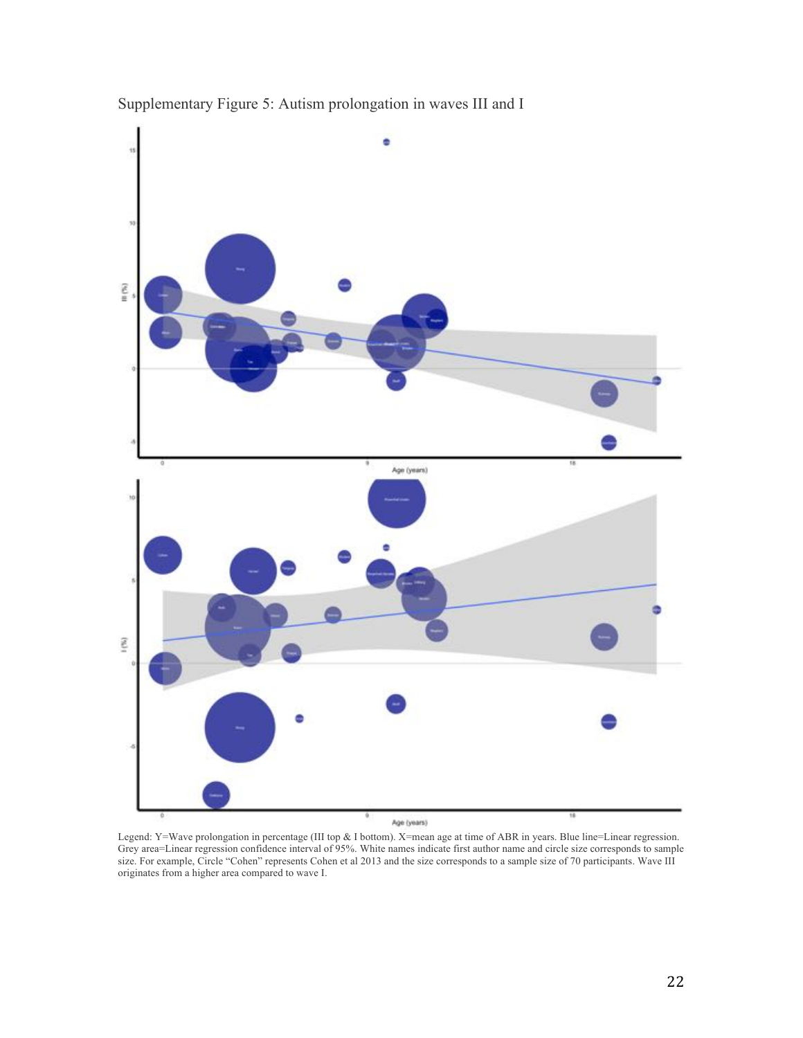Supplementary Figure 5: Autism prolongation in waves III and I

Legend: Y=Wave prolongation in percentage (III top & I bottom). X=mean age at time of ABR in years. Blue line=Linear regression. Grey area=Linear regression confidence interval of 95%. White names indicate first author name and circle size corresponds to sample size. For example, Circle "Cohen" represents Cohen et al 2013 and the size corresponds to a sample size of 70 participants. Wave III originates from a higher area compared to wave I.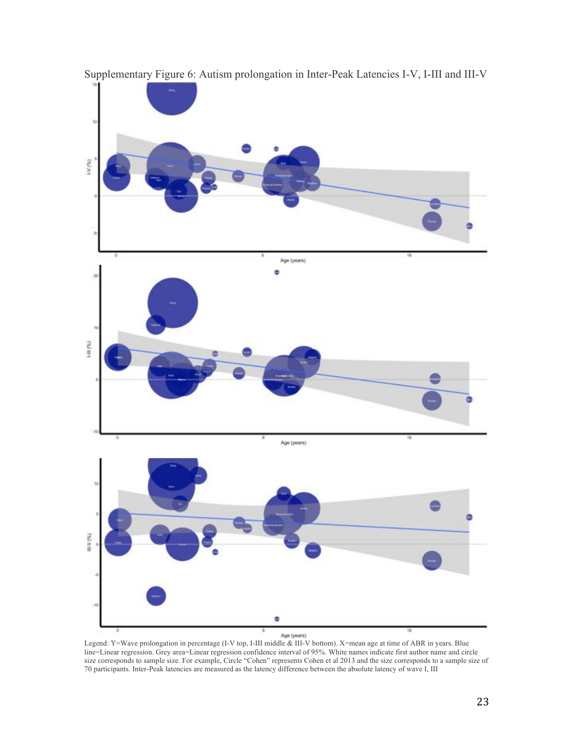Supplementary Figure 6: Autism prolongation in Inter-Peak Latencies I-V, I-III and III-V

Legend: Y=Wave prolongation in percentage (I-V top, I-III middle & III-V bottom). X=mean age at time of ABR in years. Blue line=Linear regression. Grey area=Linear regression confidence interval of 95%. White names indicate first author name and circle size corresponds to sample size. For example, Circle "Cohen" represents Cohen et al 2013 and the size corresponds to a sample size of 70 participants. Inter-Peak latencies are measured as the latency difference between the absolute latency of wave I, III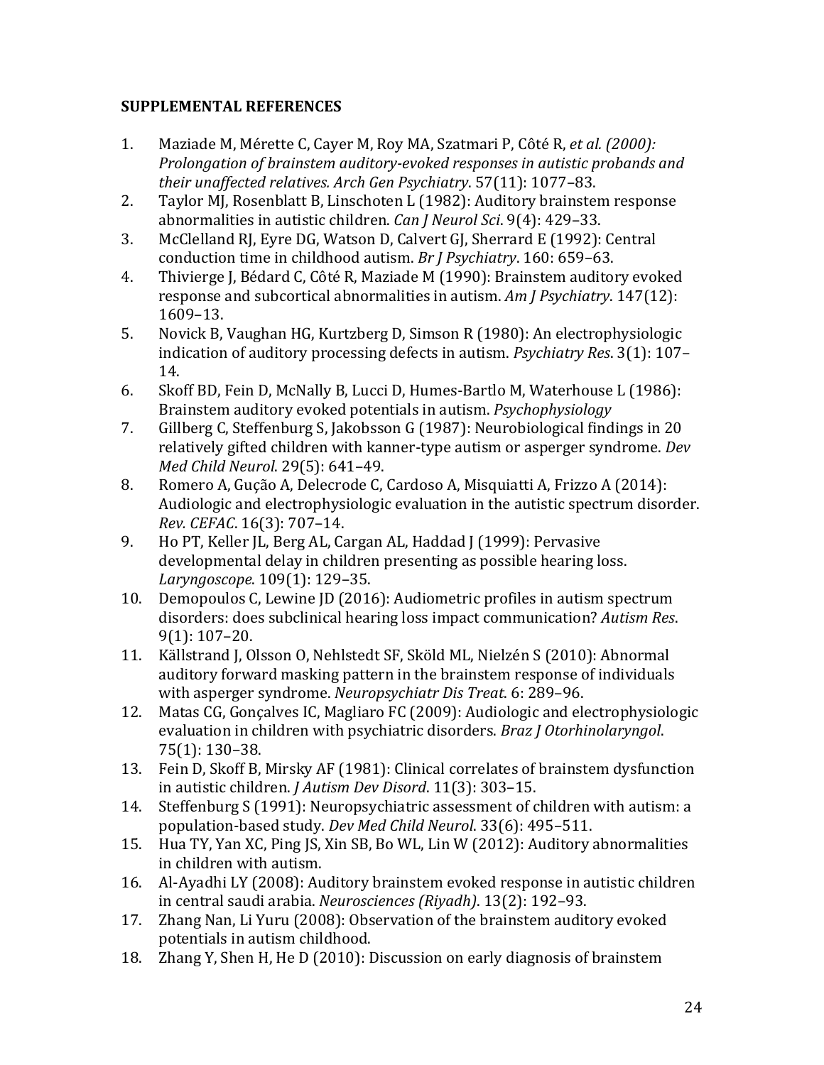**SUPPLEMENTAL REFERENCES**

1. Maziade M, Mérette C, Cayer M, Roy MA, Szatmari P, Côté R, *et al. (2000): Prolongation of brainstem auditory-evoked responses in autistic probands and their unaffected relatives. Arch Gen Psychiatry*. 57(11): 1077–83.
2. Taylor MJ, Rosenblatt B, Linschoten L (1982): Auditory brainstem response abnormalities in autistic children. *Can J Neurol Sci*. 9(4): 429–33.
3. McClelland RJ, Eyre DG, Watson D, Calvert GJ, Sherrard E (1992): Central conduction time in childhood autism. *Br J Psychiatry*. 160: 659–63.
4. Thivierge J, Bédard C, Côté R, Maziade M (1990): Brainstem auditory evoked response and subcortical abnormalities in autism. *Am J Psychiatry*. 147(12): 1609–13.
5. Novick B, Vaughan HG, Kurtzberg D, Simson R (1980): An electrophysiologic indication of auditory processing defects in autism. *Psychiatry Res*. 3(1): 107–14.
6. Skoff BD, Fein D, McNally B, Lucci D, Humes-Bartlo M, Waterhouse L (1986): Brainstem auditory evoked potentials in autism. *Psychophysiology*
7. Gillberg C, Steffenburg S, Jakobsson G (1987): Neurobiological findings in 20 relatively gifted children with kanner-type autism or asperger syndrome. *Dev Med Child Neurol*. 29(5): 641–49.
8. Romero A, Gução A, Delecrode C, Cardoso A, Misquiatti A, Frizzo A (2014): Audiologic and electrophysiologic evaluation in the autistic spectrum disorder. *Rev. CEFAC*. 16(3): 707–14.
9. Ho PT, Keller JL, Berg AL, Cargan AL, Haddad J (1999): Pervasive developmental delay in children presenting as possible hearing loss. *Laryngoscope*. 109(1): 129–35.
10. Demopoulos C, Lewine JD (2016): Audiometric profiles in autism spectrum disorders: does subclinical hearing loss impact communication? *Autism Res*. 9(1): 107–20.
11. Källstrand J, Olsson O, Nehlstedt SF, Sköld ML, Nielzén S (2010): Abnormal auditory forward masking pattern in the brainstem response of individuals with asperger syndrome. *Neuropsychiatr Dis Treat*. 6: 289–96.
12. Matas CG, Gonçalves IC, Magliaro FC (2009): Audiologic and electrophysiologic evaluation in children with psychiatric disorders. *Braz J Otorhinolaryngol*. 75(1): 130–38.
13. Fein D, Skoff B, Mirsky AF (1981): Clinical correlates of brainstem dysfunction in autistic children. *J Autism Dev Disord*. 11(3): 303–15.
14. Steffenburg S (1991): Neuropsychiatric assessment of children with autism: a population-based study. *Dev Med Child Neurol*. 33(6): 495–511.
15. Hua TY, Yan XC, Ping JS, Xin SB, Bo WL, Lin W (2012): Auditory abnormalities in children with autism.
16. Al-Ayadhi LY (2008): Auditory brainstem evoked response in autistic children in central saudi arabia. *Neurosciences (Riyadh)*. 13(2): 192–93.
17. Zhang Nan, Li Yuru (2008): Observation of the brainstem auditory evoked potentials in autism childhood.
18. Zhang Y, Shen H, He D (2010): Discussion on early diagnosis of brainstem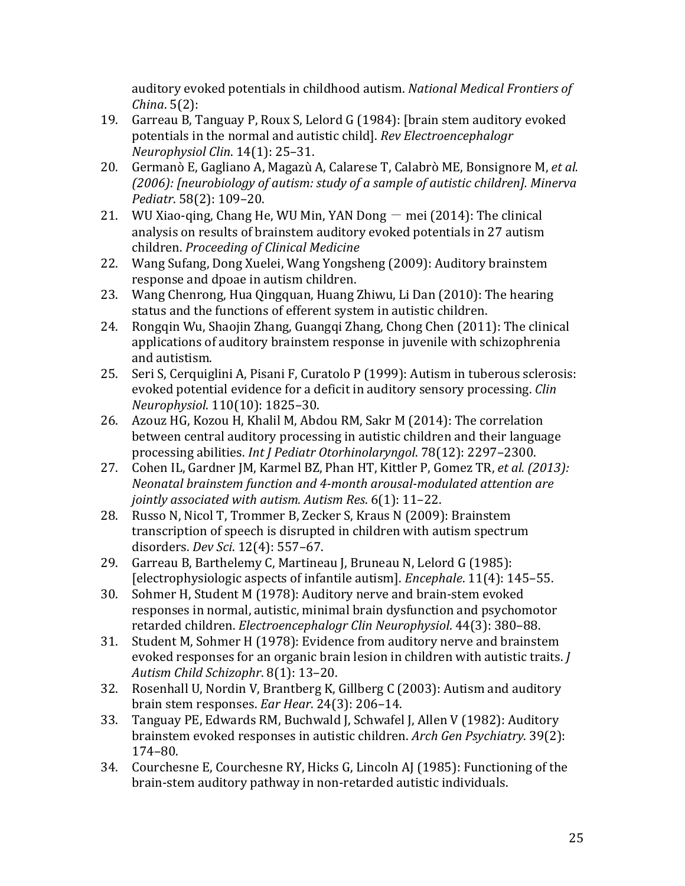auditory evoked potentials in childhood autism. *National Medical Frontiers of China*. 5(2):

19. Garreau B, Tanguay P, Roux S, Lelord G (1984): [brain stem auditory evoked potentials in the normal and autistic child]. *Rev Electroencephalogr Neurophysiol Clin*. 14(1): 25–31.
20. Germanò E, Gagliano A, Magazù A, Calarese T, Calabrò ME, Bonsignore M, *et al. (2006): [neurobiology of autism: study of a sample of autistic children]. Minerva Pediatr*. 58(2): 109–20.
21. WU Xiao-qing, Chang He, WU Min, YAN Dong — mei (2014): The clinical analysis on results of brainstem auditory evoked potentials in 27 autism children. *Proceeding of Clinical Medicine*
22. Wang Sufang, Dong Xuelei, Wang Yongsheng (2009): Auditory brainstem response and dpoae in autism children.
23. Wang Chenrong, Hua Qingquan, Huang Zhiwu, Li Dan (2010): The hearing status and the functions of efferent system in autistic children.
24. Rongqin Wu, Shaojin Zhang, Guangqi Zhang, Chong Chen (2011): The clinical applications of auditory brainstem response in juvenile with schizophrenia and autistism.
25. Seri S, Cerquiglini A, Pisani F, Curatolo P (1999): Autism in tuberous sclerosis: evoked potential evidence for a deficit in auditory sensory processing. *Clin Neurophysiol*. 110(10): 1825–30.
26. Azouz HG, Kozou H, Khalil M, Abdou RM, Sakr M (2014): The correlation between central auditory processing in autistic children and their language processing abilities. *Int J Pediatr Otorhinolaryngol*. 78(12): 2297–2300.
27. Cohen IL, Gardner JM, Karmel BZ, Phan HT, Kittler P, Gomez TR, *et al. (2013): Neonatal brainstem function and 4-month arousal-modulated attention are jointly associated with autism. Autism Res*. 6(1): 11–22.
28. Russo N, Nicol T, Trommer B, Zecker S, Kraus N (2009): Brainstem transcription of speech is disrupted in children with autism spectrum disorders. *Dev Sci*. 12(4): 557–67.
29. Garreau B, Barthelemy C, Martineau J, Bruneau N, Lelord G (1985): [electrophysiologic aspects of infantile autism]. *Encephale*. 11(4): 145–55.
30. Sohmer H, Student M (1978): Auditory nerve and brain-stem evoked responses in normal, autistic, minimal brain dysfunction and psychomotor retarded children. *Electroencephalogr Clin Neurophysiol*. 44(3): 380–88.
31. Student M, Sohmer H (1978): Evidence from auditory nerve and brainstem evoked responses for an organic brain lesion in children with autistic traits. *J Autism Child Schizophr*. 8(1): 13–20.
32. Rosenhall U, Nordin V, Brantberg K, Gillberg C (2003): Autism and auditory brain stem responses. *Ear Hear*. 24(3): 206–14.
33. Tanguay PE, Edwards RM, Buchwald J, Schwafel J, Allen V (1982): Auditory brainstem evoked responses in autistic children. *Arch Gen Psychiatry*. 39(2): 174–80.
34. Courchesne E, Courchesne RY, Hicks G, Lincoln AJ (1985): Functioning of the brain-stem auditory pathway in non-retarded autistic individuals.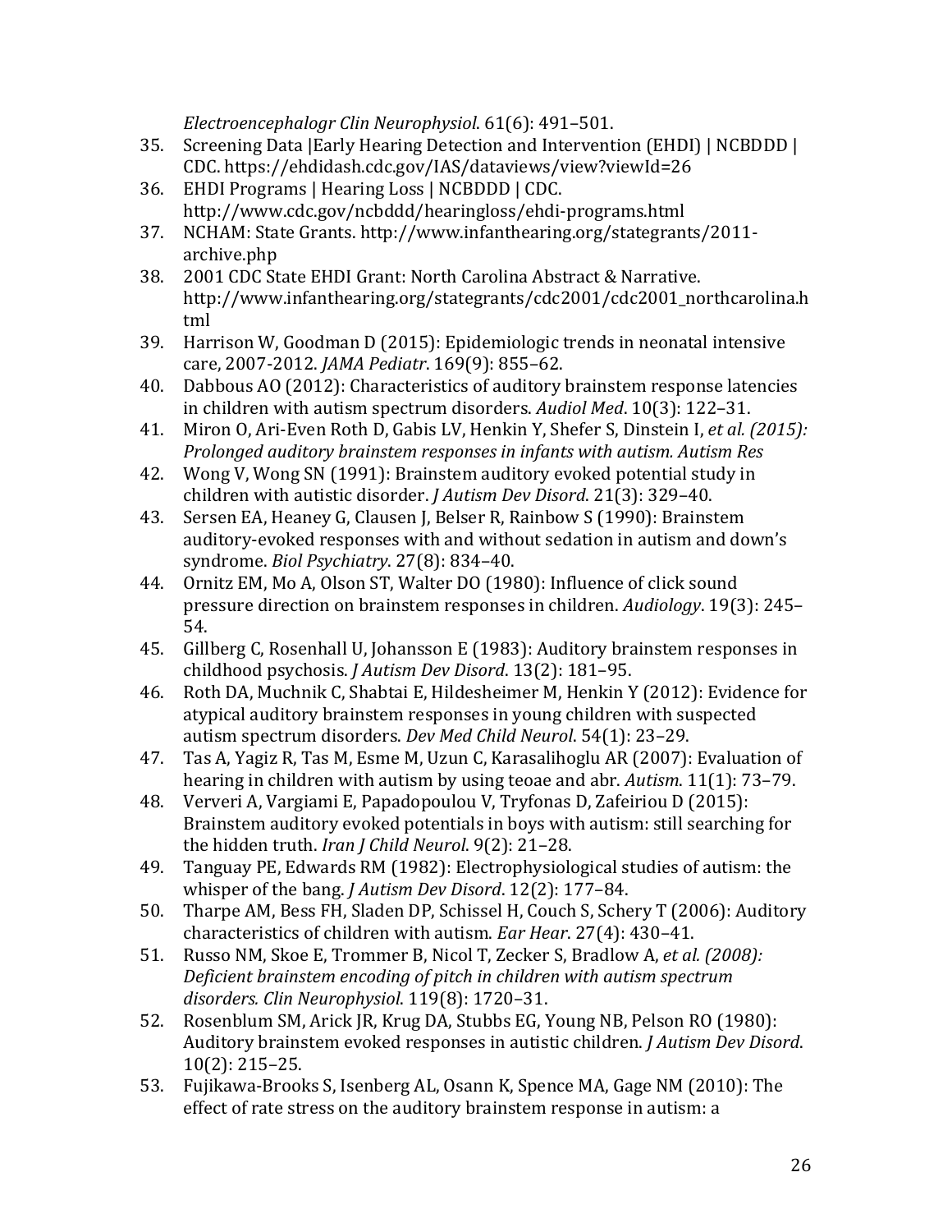*Electroencephalogr Clin Neurophysiol*. 61(6): 491–501.

35. Screening Data |Early Hearing Detection and Intervention (EHDI) | NCBDDD | CDC. https://ehdidash.cdc.gov/IAS/dataviews/view?viewId=26
36. EHDI Programs | Hearing Loss | NCBDDD | CDC. http://www.cdc.gov/ncbddd/hearingloss/ehdi-programs.html
37. NCHAM: State Grants. http://www.infanthearing.org/stategrants/2011-archive.php
38. 2001 CDC State EHDI Grant: North Carolina Abstract & Narrative. http://www.infanthearing.org/stategrants/cdc2001/cdc2001_northcarolina.html
39. Harrison W, Goodman D (2015): Epidemiologic trends in neonatal intensive care, 2007-2012. *JAMA Pediatr*. 169(9): 855–62.
40. Dabbous AO (2012): Characteristics of auditory brainstem response latencies in children with autism spectrum disorders. *Audiol Med*. 10(3): 122–31.
41. Miron O, Ari-Even Roth D, Gabis LV, Henkin Y, Shefer S, Dinstein I, *et al. (2015): Prolonged auditory brainstem responses in infants with autism. Autism Res*
42. Wong V, Wong SN (1991): Brainstem auditory evoked potential study in children with autistic disorder. *J Autism Dev Disord*. 21(3): 329–40.
43. Sersen EA, Heaney G, Clausen J, Belser R, Rainbow S (1990): Brainstem auditory-evoked responses with and without sedation in autism and down's syndrome. *Biol Psychiatry*. 27(8): 834–40.
44. Ornitz EM, Mo A, Olson ST, Walter DO (1980): Influence of click sound pressure direction on brainstem responses in children. *Audiology*. 19(3): 245–54.
45. Gillberg C, Rosenhall U, Johansson E (1983): Auditory brainstem responses in childhood psychosis. *J Autism Dev Disord*. 13(2): 181–95.
46. Roth DA, Muchnik C, Shabtai E, Hildesheimer M, Henkin Y (2012): Evidence for atypical auditory brainstem responses in young children with suspected autism spectrum disorders. *Dev Med Child Neurol*. 54(1): 23–29.
47. Tas A, Yagiz R, Tas M, Esme M, Uzun C, Karasalihoglu AR (2007): Evaluation of hearing in children with autism by using teoae and abr. *Autism*. 11(1): 73–79.
48. Ververi A, Vargiami E, Papadopoulou V, Tryfonas D, Zafeiriou D (2015): Brainstem auditory evoked potentials in boys with autism: still searching for the hidden truth. *Iran J Child Neurol*. 9(2): 21–28.
49. Tanguay PE, Edwards RM (1982): Electrophysiological studies of autism: the whisper of the bang. *J Autism Dev Disord*. 12(2): 177–84.
50. Tharpe AM, Bess FH, Sladen DP, Schissel H, Couch S, Schery T (2006): Auditory characteristics of children with autism. *Ear Hear*. 27(4): 430–41.
51. Russo NM, Skoe E, Trommer B, Nicol T, Zecker S, Bradlow A, *et al. (2008): Deficient brainstem encoding of pitch in children with autism spectrum disorders. Clin Neurophysiol*. 119(8): 1720–31.
52. Rosenblum SM, Arick JR, Krug DA, Stubbs EG, Young NB, Pelson RO (1980): Auditory brainstem evoked responses in autistic children. *J Autism Dev Disord*. 10(2): 215–25.
53. Fujikawa-Brooks S, Isenberg AL, Osann K, Spence MA, Gage NM (2010): The effect of rate stress on the auditory brainstem response in autism: a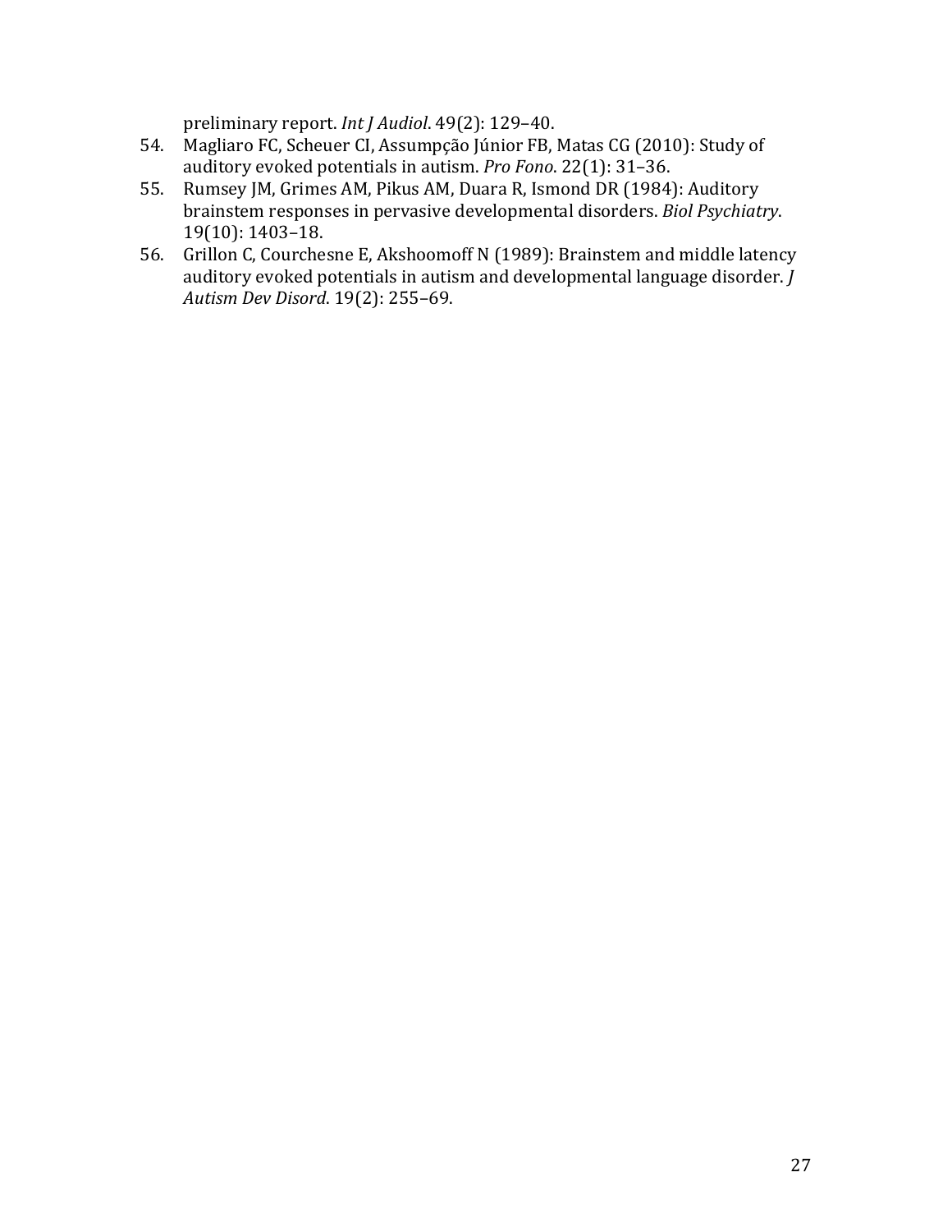preliminary report. *Int J Audiol*. 49(2): 129–40.

54. Magliaro FC, Scheuer CI, Assumpção Júnior FB, Matas CG (2010): Study of auditory evoked potentials in autism. *Pro Fono*. 22(1): 31–36.
55. Rumsey JM, Grimes AM, Pikus AM, Duara R, Ismond DR (1984): Auditory brainstem responses in pervasive developmental disorders. *Biol Psychiatry*. 19(10): 1403–18.
56. Grillon C, Courchesne E, Akshoomoff N (1989): Brainstem and middle latency auditory evoked potentials in autism and developmental language disorder. *J Autism Dev Disord*. 19(2): 255–69.